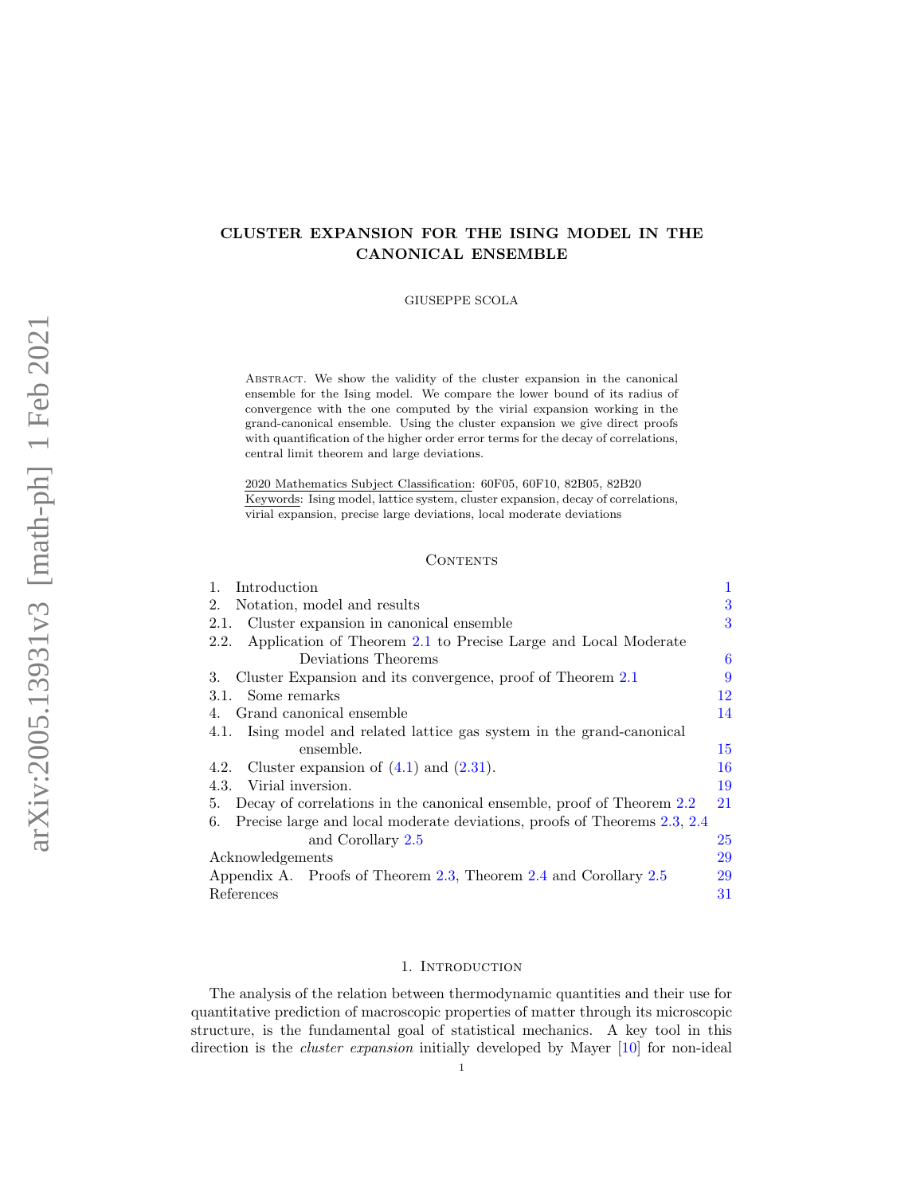# CLUSTER EXPANSION FOR THE ISING MODEL IN THE CANONICAL ENSEMBLE

GIUSEPPE SCOLA

Abstract. We show the validity of the cluster expansion in the canonical ensemble for the Ising model. We compare the lower bound of its radius of convergence with the one computed by the virial expansion working in the grand-canonical ensemble. Using the cluster expansion we give direct proofs with quantification of the higher order error terms for the decay of correlations, central limit theorem and large deviations.

2020 Mathematics Subject Classification: 60F05, 60F10, 82B05, 82B20
Keywords: Ising model, lattice system, cluster expansion, decay of correlations, virial expansion, precise large deviations, local moderate deviations

## Contents

1. Introduction — 1
2. Notation, model and results — 3
   - 2.1. Cluster expansion in canonical ensemble — 3
   - 2.2. Application of Theorem 2.1 to Precise Large and Local Moderate Deviations Theorems — 6
3. Cluster Expansion and its convergence, proof of Theorem 2.1 — 9
   - 3.1. Some remarks — 12
4. Grand canonical ensemble — 14
   - 4.1. Ising model and related lattice gas system in the grand-canonical ensemble. — 15
   - 4.2. Cluster expansion of (4.1) and (2.31). — 16
   - 4.3. Virial inversion. — 19
5. Decay of correlations in the canonical ensemble, proof of Theorem 2.2 — 21
6. Precise large and local moderate deviations, proofs of Theorems 2.3, 2.4 and Corollary 2.5 — 25

Acknowledgements — 29
Appendix A. Proofs of Theorem 2.3, Theorem 2.4 and Corollary 2.5 — 29
References — 31

## 1. Introduction

The analysis of the relation between thermodynamic quantities and their use for quantitative prediction of macroscopic properties of matter through its microscopic structure, is the fundamental goal of statistical mechanics. A key tool in this direction is the *cluster expansion* initially developed by Mayer [10] for non-ideal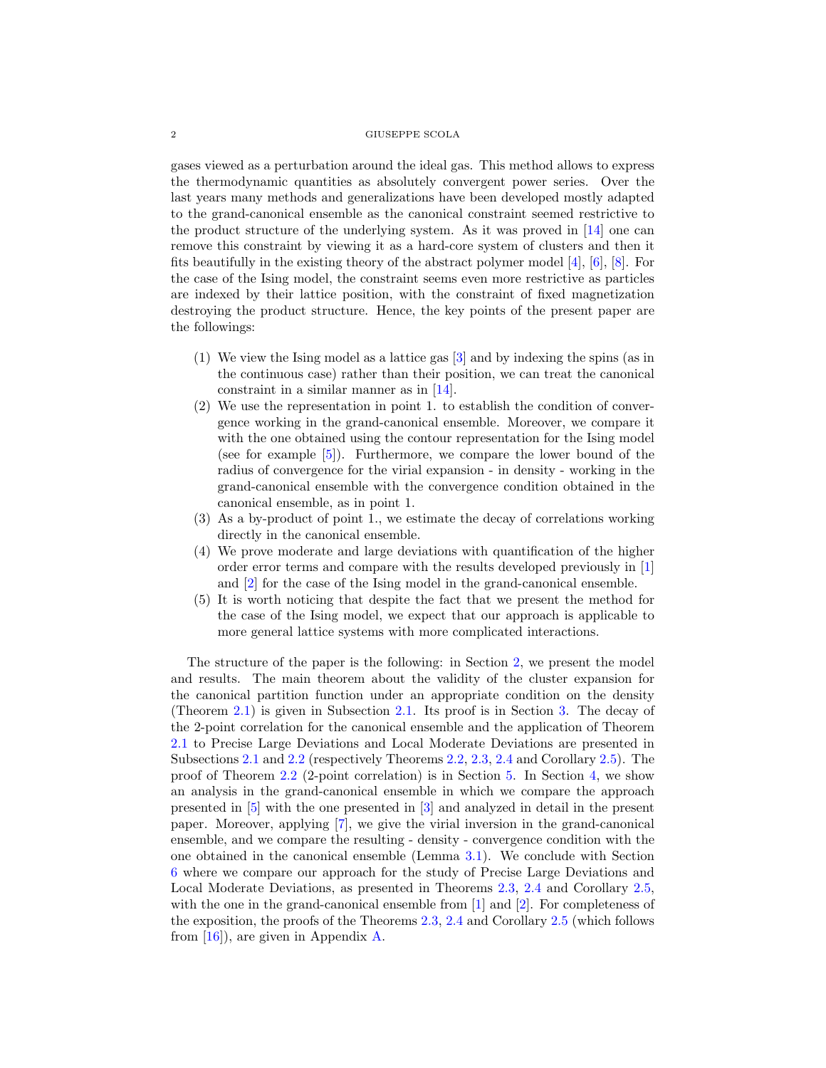gases viewed as a perturbation around the ideal gas. This method allows to express the thermodynamic quantities as absolutely convergent power series. Over the last years many methods and generalizations have been developed mostly adapted to the grand-canonical ensemble as the canonical constraint seemed restrictive to the product structure of the underlying system. As it was proved in [14] one can remove this constraint by viewing it as a hard-core system of clusters and then it fits beautifully in the existing theory of the abstract polymer model [4], [6], [8]. For the case of the Ising model, the constraint seems even more restrictive as particles are indexed by their lattice position, with the constraint of fixed magnetization destroying the product structure. Hence, the key points of the present paper are the followings:

(1) We view the Ising model as a lattice gas [3] and by indexing the spins (as in the continuous case) rather than their position, we can treat the canonical constraint in a similar manner as in [14].
(2) We use the representation in point 1. to establish the condition of convergence working in the grand-canonical ensemble. Moreover, we compare it with the one obtained using the contour representation for the Ising model (see for example [5]). Furthermore, we compare the lower bound of the radius of convergence for the virial expansion - in density - working in the grand-canonical ensemble with the convergence condition obtained in the canonical ensemble, as in point 1.
(3) As a by-product of point 1., we estimate the decay of correlations working directly in the canonical ensemble.
(4) We prove moderate and large deviations with quantification of the higher order error terms and compare with the results developed previously in [1] and [2] for the case of the Ising model in the grand-canonical ensemble.
(5) It is worth noticing that despite the fact that we present the method for the case of the Ising model, we expect that our approach is applicable to more general lattice systems with more complicated interactions.

The structure of the paper is the following: in Section 2, we present the model and results. The main theorem about the validity of the cluster expansion for the canonical partition function under an appropriate condition on the density (Theorem 2.1) is given in Subsection 2.1. Its proof is in Section 3. The decay of the 2-point correlation for the canonical ensemble and the application of Theorem 2.1 to Precise Large Deviations and Local Moderate Deviations are presented in Subsections 2.1 and 2.2 (respectively Theorems 2.2, 2.3, 2.4 and Corollary 2.5). The proof of Theorem 2.2 (2-point correlation) is in Section 5. In Section 4, we show an analysis in the grand-canonical ensemble in which we compare the approach presented in [5] with the one presented in [3] and analyzed in detail in the present paper. Moreover, applying [7], we give the virial inversion in the grand-canonical ensemble, and we compare the resulting - density - convergence condition with the one obtained in the canonical ensemble (Lemma 3.1). We conclude with Section 6 where we compare our approach for the study of Precise Large Deviations and Local Moderate Deviations, as presented in Theorems 2.3, 2.4 and Corollary 2.5, with the one in the grand-canonical ensemble from [1] and [2]. For completeness of the exposition, the proofs of the Theorems 2.3, 2.4 and Corollary 2.5 (which follows from [16]), are given in Appendix A.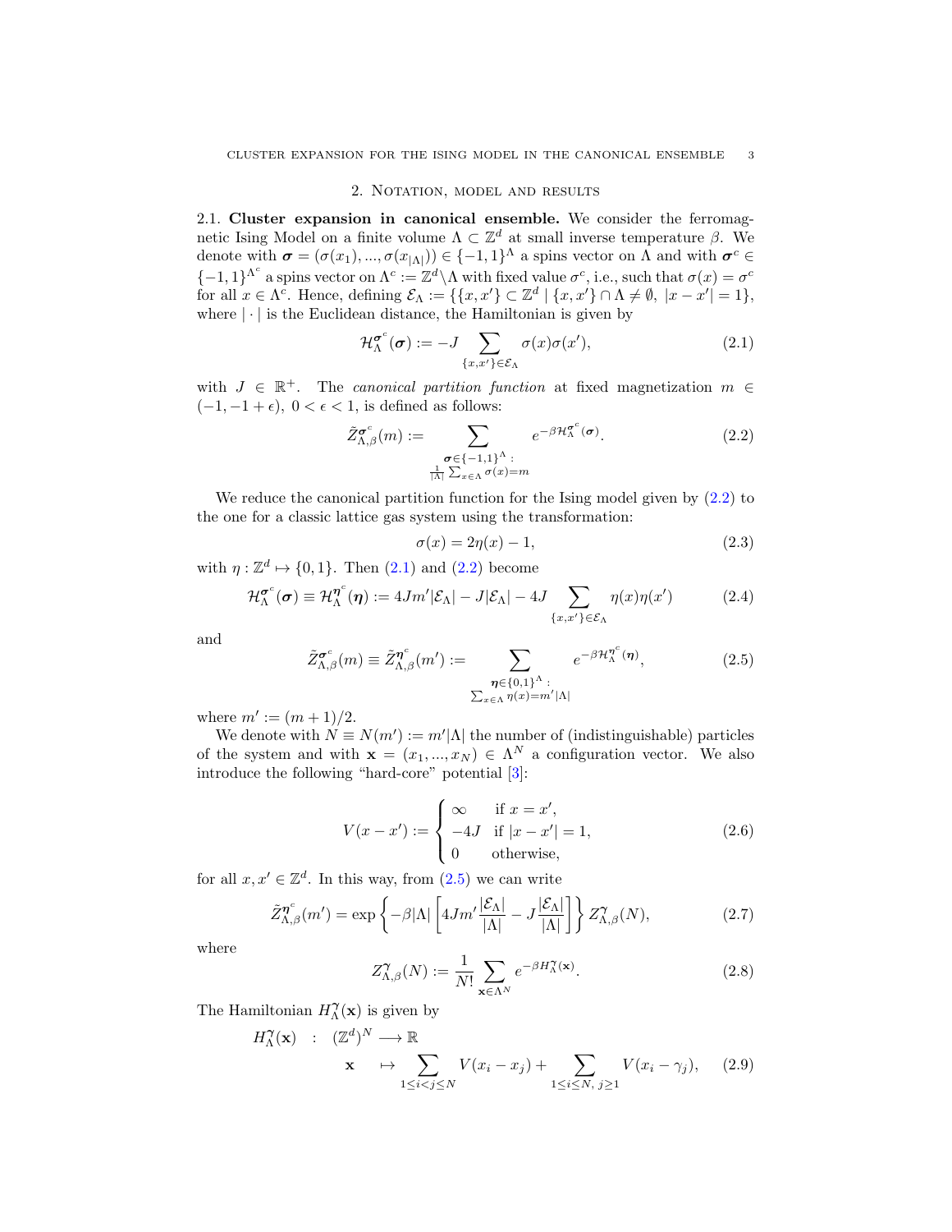## 2. Notation, model and results

**2.1. Cluster expansion in canonical ensemble.** We consider the ferromagnetic Ising Model on a finite volume $\Lambda \subset \mathbb{Z}^d$ at small inverse temperature $\beta$. We denote with $\boldsymbol{\sigma} = (\sigma(x_1), ..., \sigma(x_{|\Lambda|})) \in \{-1,1\}^{\Lambda}$ a spins vector on $\Lambda$ and with $\boldsymbol{\sigma}^c \in \{-1,1\}^{\Lambda^c}$ a spins vector on $\Lambda^c := \mathbb{Z}^d \backslash \Lambda$ with fixed value $\sigma^c$, i.e., such that $\sigma(x) = \sigma^c$ for all $x \in \Lambda^c$. Hence, defining $\mathcal{E}_\Lambda := \{\{x,x'\} \subset \mathbb{Z}^d \mid \{x,x'\} \cap \Lambda \neq \emptyset,\ |x-x'| = 1\}$, where $|\cdot|$ is the Euclidean distance, the Hamiltonian is given by

$$\mathcal{H}_\Lambda^{\boldsymbol{\sigma}^c}(\boldsymbol{\sigma}) := -J \sum_{\{x,x'\} \in \mathcal{E}_\Lambda} \sigma(x)\sigma(x'), \tag{2.1}$$

with $J \in \mathbb{R}^+$. The *canonical partition function* at fixed magnetization $m \in (-1, -1+\epsilon)$, $0 < \epsilon < 1$, is defined as follows:

$$\tilde{Z}_{\Lambda,\beta}^{\boldsymbol{\sigma}^c}(m) := \sum_{\substack{\boldsymbol{\sigma} \in \{-1,1\}^\Lambda : \\ \frac{1}{|\Lambda|}\sum_{x \in \Lambda} \sigma(x) = m}} e^{-\beta \mathcal{H}_\Lambda^{\boldsymbol{\sigma}^c}(\boldsymbol{\sigma})}. \tag{2.2}$$

We reduce the canonical partition function for the Ising model given by (2.2) to the one for a classic lattice gas system using the transformation:

$$\sigma(x) = 2\eta(x) - 1, \tag{2.3}$$

with $\eta : \mathbb{Z}^d \mapsto \{0,1\}$. Then (2.1) and (2.2) become

$$\mathcal{H}_\Lambda^{\boldsymbol{\sigma}^c}(\boldsymbol{\sigma}) \equiv \mathcal{H}_\Lambda^{\boldsymbol{\eta}^c}(\boldsymbol{\eta}) := 4Jm'|\mathcal{E}_\Lambda| - J|\mathcal{E}_\Lambda| - 4J \sum_{\{x,x'\} \in \mathcal{E}_\Lambda} \eta(x)\eta(x') \tag{2.4}$$

and

$$\tilde{Z}_{\Lambda,\beta}^{\boldsymbol{\sigma}^c}(m) \equiv \tilde{Z}_{\Lambda,\beta}^{\boldsymbol{\eta}^c}(m') := \sum_{\substack{\boldsymbol{\eta} \in \{0,1\}^\Lambda : \\ \sum_{x \in \Lambda} \eta(x) = m'|\Lambda|}} e^{-\beta \mathcal{H}_\Lambda^{\boldsymbol{\eta}^c}(\boldsymbol{\eta})}, \tag{2.5}$$

where $m' := (m+1)/2$.

We denote with $N \equiv N(m') := m'|\Lambda|$ the number of (indistinguishable) particles of the system and with $\mathbf{x} = (x_1, ..., x_N) \in \Lambda^N$ a configuration vector. We also introduce the following "hard-core" potential [3]:

$$V(x - x') := \begin{cases} \infty & \text{if } x = x', \\ -4J & \text{if } |x - x'| = 1, \\ 0 & \text{otherwise,} \end{cases} \tag{2.6}$$

for all $x, x' \in \mathbb{Z}^d$. In this way, from (2.5) we can write

$$\tilde{Z}_{\Lambda,\beta}^{\boldsymbol{\eta}^c}(m') = \exp\left\{-\beta|\Lambda| \left[4Jm' \frac{|\mathcal{E}_\Lambda|}{|\Lambda|} - J\frac{|\mathcal{E}_\Lambda|}{|\Lambda|}\right]\right\} Z_{\Lambda,\beta}^{\boldsymbol{\gamma}}(N), \tag{2.7}$$

where

$$Z_{\Lambda,\beta}^{\boldsymbol{\gamma}}(N) := \frac{1}{N!} \sum_{\mathbf{x} \in \Lambda^N} e^{-\beta H_\Lambda^{\boldsymbol{\gamma}}(\mathbf{x})}. \tag{2.8}$$

The Hamiltonian $H_\Lambda^{\boldsymbol{\gamma}}(\mathbf{x})$ is given by

$$\begin{aligned} H_\Lambda^{\boldsymbol{\gamma}}(\mathbf{x}) \quad &: \quad (\mathbb{Z}^d)^N \longrightarrow \mathbb{R} \\ \mathbf{x} \quad &\mapsto \sum_{1 \leq i < j \leq N} V(x_i - x_j) + \sum_{1 \leq i \leq N,\ j \geq 1} V(x_i - \gamma_j), \end{aligned} \tag{2.9}$$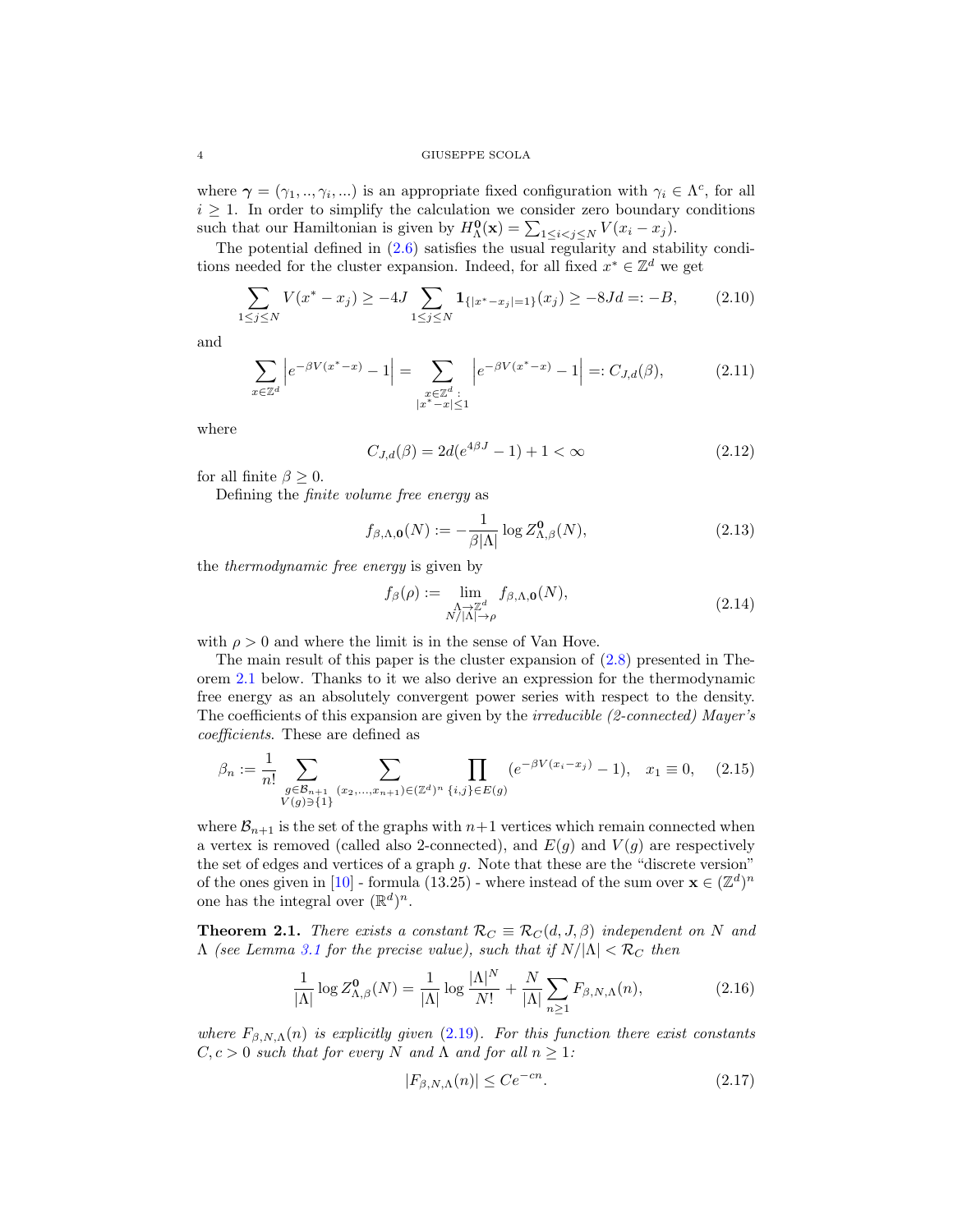where $\boldsymbol{\gamma} = (\gamma_1, .., \gamma_i, ...)$ is an appropriate fixed configuration with $\gamma_i \in \Lambda^c$, for all $i \geq 1$. In order to simplify the calculation we consider zero boundary conditions such that our Hamiltonian is given by $H_\Lambda^{\mathbf{0}}(\mathbf{x}) = \sum_{1 \leq i < j \leq N} V(x_i - x_j)$.

The potential defined in (2.6) satisfies the usual regularity and stability conditions needed for the cluster expansion. Indeed, for all fixed $x^* \in \mathbb{Z}^d$ we get

$$\sum_{1 \leq j \leq N} V(x^* - x_j) \geq -4J \sum_{1 \leq j \leq N} \mathbf{1}_{\{|x^* - x_j| = 1\}}(x_j) \geq -8Jd =: -B, \tag{2.10}$$

and

$$\sum_{x \in \mathbb{Z}^d} \left| e^{-\beta V(x^* - x)} - 1 \right| = \sum_{\substack{x \in \mathbb{Z}^d: \\ |x^* - x| \leq 1}} \left| e^{-\beta V(x^* - x)} - 1 \right| =: C_{J,d}(\beta), \tag{2.11}$$

where

$$C_{J,d}(\beta) = 2d(e^{4\beta J} - 1) + 1 < \infty \tag{2.12}$$

for all finite $\beta \geq 0$.

Defining the *finite volume free energy* as

$$f_{\beta,\Lambda,\mathbf{0}}(N) := -\frac{1}{\beta|\Lambda|} \log Z_{\Lambda,\beta}^{\mathbf{0}}(N), \tag{2.13}$$

the *thermodynamic free energy* is given by

$$f_\beta(\rho) := \lim_{\substack{\Lambda \to \mathbb{Z}^d \\ N/|\Lambda| \to \rho}} f_{\beta,\Lambda,\mathbf{0}}(N), \tag{2.14}$$

with $\rho > 0$ and where the limit is in the sense of Van Hove.

The main result of this paper is the cluster expansion of (2.8) presented in Theorem 2.1 below. Thanks to it we also derive an expression for the thermodynamic free energy as an absolutely convergent power series with respect to the density. The coefficients of this expansion are given by the *irreducible (2-connected) Mayer's coefficients*. These are defined as

$$\beta_n := \frac{1}{n!} \sum_{\substack{g \in \mathcal{B}_{n+1} \\ V(g) \ni \{1\}}} \sum_{(x_2, \ldots, x_{n+1}) \in (\mathbb{Z}^d)^n} \prod_{\{i,j\} \in E(g)} (e^{-\beta V(x_i - x_j)} - 1), \quad x_1 \equiv 0, \tag{2.15}$$

where $\mathcal{B}_{n+1}$ is the set of the graphs with $n+1$ vertices which remain connected when a vertex is removed (called also 2-connected), and $E(g)$ and $V(g)$ are respectively the set of edges and vertices of a graph $g$. Note that these are the "discrete version" of the ones given in [10] - formula (13.25) - where instead of the sum over $\mathbf{x} \in (\mathbb{Z}^d)^n$ one has the integral over $(\mathbb{R}^d)^n$.

**Theorem 2.1.** *There exists a constant $\mathcal{R}_C \equiv \mathcal{R}_C(d, J, \beta)$ independent on $N$ and $\Lambda$ (see Lemma 3.1 for the precise value), such that if $N/|\Lambda| < \mathcal{R}_C$ then*

$$\frac{1}{|\Lambda|} \log Z_{\Lambda,\beta}^{\mathbf{0}}(N) = \frac{1}{|\Lambda|} \log \frac{|\Lambda|^N}{N!} + \frac{N}{|\Lambda|} \sum_{n \geq 1} F_{\beta,N,\Lambda}(n), \tag{2.16}$$

*where $F_{\beta,N,\Lambda}(n)$ is explicitly given (2.19). For this function there exist constants $C, c > 0$ such that for every $N$ and $\Lambda$ and for all $n \geq 1$:*

$$|F_{\beta,N,\Lambda}(n)| \leq Ce^{-cn}. \tag{2.17}$$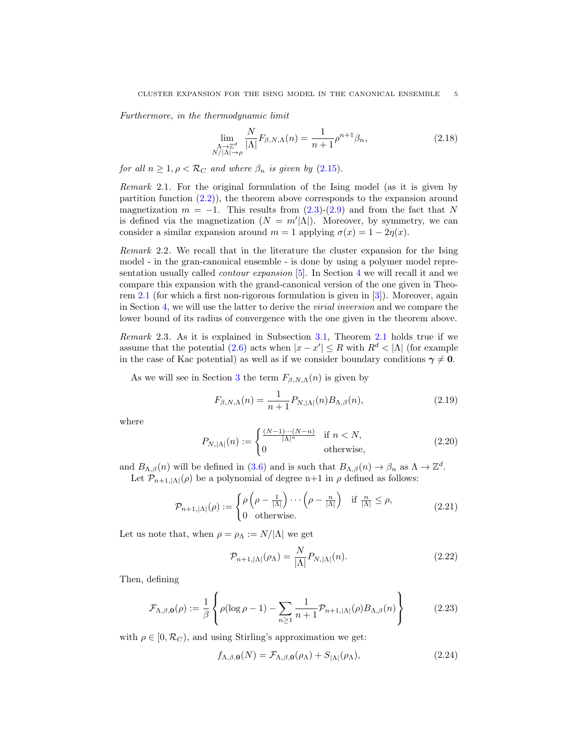*Furthermore, in the thermodynamic limit*

$$\lim_{\substack{\Lambda\to\mathbb{Z}^d \\ N/|\Lambda|\to\rho}} \frac{N}{|\Lambda|} F_{\beta,N,\Lambda}(n) = \frac{1}{n+1}\rho^{n+1}\beta_n, \tag{2.18}$$

*for all $n \geq 1, \rho < \mathcal{R}_C$ and where $\beta_n$ is given by (2.15).*

*Remark* 2.1. For the original formulation of the Ising model (as it is given by partition function (2.2)), the theorem above corresponds to the expansion around magnetization $m = -1$. This results from (2.3)-(2.9) and from the fact that $N$ is defined via the magnetization ($N = m'|\Lambda|$). Moreover, by symmetry, we can consider a similar expansion around $m = 1$ applying $\sigma(x) = 1 - 2\eta(x)$.

*Remark* 2.2. We recall that in the literature the cluster expansion for the Ising model - in the gran-canonical ensemble - is done by using a polymer model representation usually called *contour expansion* [5]. In Section 4 we will recall it and we compare this expansion with the grand-canonical version of the one given in Theorem 2.1 (for which a first non-rigorous formulation is given in [3]). Moreover, again in Section 4, we will use the latter to derive the *virial inversion* and we compare the lower bound of its radius of convergence with the one given in the theorem above.

*Remark* 2.3. As it is explained in Subsection 3.1, Theorem 2.1 holds true if we assume that the potential (2.6) acts when $|x - x'| \leq R$ with $R^d < |\Lambda|$ (for example in the case of Kac potential) as well as if we consider boundary conditions $\boldsymbol{\gamma} \neq \mathbf{0}$.

As we will see in Section 3 the term $F_{\beta,N,\Lambda}(n)$ is given by

$$F_{\beta,N,\Lambda}(n) = \frac{1}{n+1} P_{N,|\Lambda|}(n) B_{\Lambda,\beta}(n), \tag{2.19}$$

where

$$P_{N,|\Lambda|}(n) := \begin{cases} \frac{(N-1)\cdots(N-n)}{|\Lambda|^n} & \text{if } n < N, \\ 0 & \text{otherwise,} \end{cases} \tag{2.20}$$

and $B_{\Lambda,\beta}(n)$ will be defined in (3.6) and is such that $B_{\Lambda,\beta}(n) \to \beta_n$ as $\Lambda \to \mathbb{Z}^d$.

Let $\mathcal{P}_{n+1,|\Lambda|}(\rho)$ be a polynomial of degree n+1 in $\rho$ defined as follows:

$$\mathcal{P}_{n+1,|\Lambda|}(\rho) := \begin{cases} \rho\left(\rho - \frac{1}{|\Lambda|}\right)\cdots\left(\rho - \frac{n}{|\Lambda|}\right) & \text{if } \frac{n}{|\Lambda|} \leq \rho, \\ 0 \quad \text{otherwise.} \end{cases} \tag{2.21}$$

Let us note that, when $\rho = \rho_\Lambda := N/|\Lambda|$ we get

$$\mathcal{P}_{n+1,|\Lambda|}(\rho_\Lambda) = \frac{N}{|\Lambda|} P_{N,|\Lambda|}(n). \tag{2.22}$$

Then, defining

$$\mathcal{F}_{\Lambda,\beta,\mathbf{0}}(\rho) := \frac{1}{\beta}\left\{\rho(\log\rho - 1) - \sum_{n\geq 1}\frac{1}{n+1}\mathcal{P}_{n+1,|\Lambda|}(\rho) B_{\Lambda,\beta}(n)\right\} \tag{2.23}$$

with $\rho \in [0, \mathcal{R}_C)$, and using Stirling's approximation we get:

$$f_{\Lambda,\beta,\mathbf{0}}(N) = \mathcal{F}_{\Lambda,\beta,\mathbf{0}}(\rho_\Lambda) + S_{|\Lambda|}(\rho_\Lambda), \tag{2.24}$$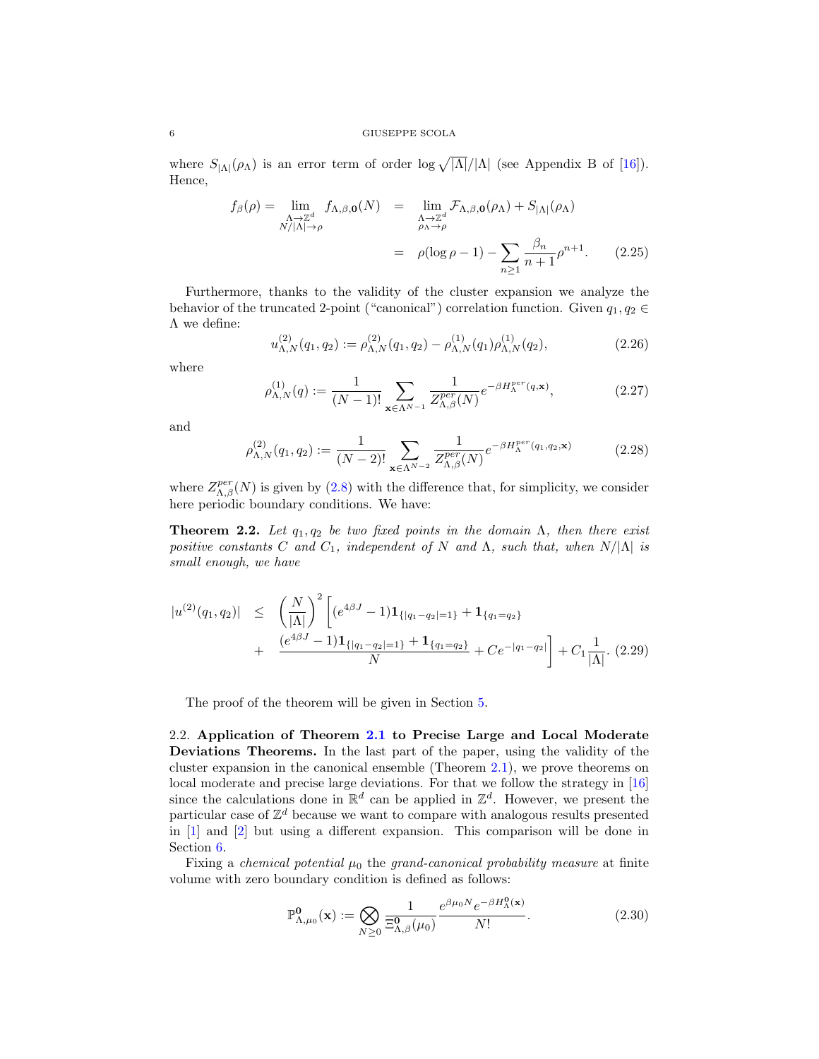where $S_{|\Lambda|}(\rho_\Lambda)$ is an error term of order $\log \sqrt{|\Lambda|}/|\Lambda|$ (see Appendix B of [16]). Hence,

$$
\begin{aligned}
f_\beta(\rho) = \lim_{\substack{\Lambda \to \mathbb{Z}^d \\ N/|\Lambda| \to \rho}} f_{\Lambda,\beta,\mathbf{0}}(N) &= \lim_{\substack{\Lambda \to \mathbb{Z}^d \\ \rho_\Lambda \to \rho}} \mathcal{F}_{\Lambda,\beta,\mathbf{0}}(\rho_\Lambda) + S_{|\Lambda|}(\rho_\Lambda) \\
&= \rho(\log \rho - 1) - \sum_{n \geq 1} \frac{\beta_n}{n+1} \rho^{n+1}. \qquad (2.25)
\end{aligned}
$$

Furthermore, thanks to the validity of the cluster expansion we analyze the behavior of the truncated 2-point ("canonical") correlation function. Given $q_1, q_2 \in \Lambda$ we define:

$$
u^{(2)}_{\Lambda,N}(q_1,q_2) := \rho^{(2)}_{\Lambda,N}(q_1,q_2) - \rho^{(1)}_{\Lambda,N}(q_1)\rho^{(1)}_{\Lambda,N}(q_2), \qquad (2.26)
$$

where

$$
\rho^{(1)}_{\Lambda,N}(q) := \frac{1}{(N-1)!} \sum_{\mathbf{x} \in \Lambda^{N-1}} \frac{1}{Z^{per}_{\Lambda,\beta}(N)} e^{-\beta H^{per}_\Lambda(q,\mathbf{x})}, \qquad (2.27)
$$

and

$$
\rho^{(2)}_{\Lambda,N}(q_1,q_2) := \frac{1}{(N-2)!} \sum_{\mathbf{x} \in \Lambda^{N-2}} \frac{1}{Z^{per}_{\Lambda,\beta}(N)} e^{-\beta H^{per}_\Lambda(q_1,q_2,\mathbf{x})} \qquad (2.28)
$$

where $Z^{per}_{\Lambda,\beta}(N)$ is given by (2.8) with the difference that, for simplicity, we consider here periodic boundary conditions. We have:

**Theorem 2.2.** *Let $q_1, q_2$ be two fixed points in the domain $\Lambda$, then there exist positive constants $C$ and $C_1$, independent of $N$ and $\Lambda$, such that, when $N/|\Lambda|$ is small enough, we have*

$$
\begin{aligned}
|u^{(2)}(q_1,q_2)| \;\leq\; & \left(\frac{N}{|\Lambda|}\right)^2 \Bigg[ (e^{4\beta J} - 1)\mathbf{1}_{\{|q_1-q_2|=1\}} + \mathbf{1}_{\{q_1=q_2\}} \\
& + \frac{(e^{4\beta J} - 1)\mathbf{1}_{\{|q_1-q_2|=1\}} + \mathbf{1}_{\{q_1=q_2\}}}{N} + C e^{-|q_1-q_2|} \Bigg] + C_1 \frac{1}{|\Lambda|}. \quad (2.29)
\end{aligned}
$$

The proof of the theorem will be given in Section 5.

### 2.2. Application of Theorem 2.1 to Precise Large and Local Moderate Deviations Theorems.

In the last part of the paper, using the validity of the cluster expansion in the canonical ensemble (Theorem 2.1), we prove theorems on local moderate and precise large deviations. For that we follow the strategy in [16] since the calculations done in $\mathbb{R}^d$ can be applied in $\mathbb{Z}^d$. However, we present the particular case of $\mathbb{Z}^d$ because we want to compare with analogous results presented in [1] and [2] but using a different expansion. This comparison will be done in Section 6.

Fixing a *chemical potential* $\mu_0$ the *grand-canonical probability measure* at finite volume with zero boundary condition is defined as follows:

$$
\mathbb{P}^{\mathbf{0}}_{\Lambda,\mu_0}(\mathbf{x}) := \bigotimes_{N \geq 0} \frac{1}{\Xi^{\mathbf{0}}_{\Lambda,\beta}(\mu_0)} \frac{e^{\beta\mu_0 N} e^{-\beta H^{\mathbf{0}}_\Lambda(\mathbf{x})}}{N!}. \qquad (2.30)
$$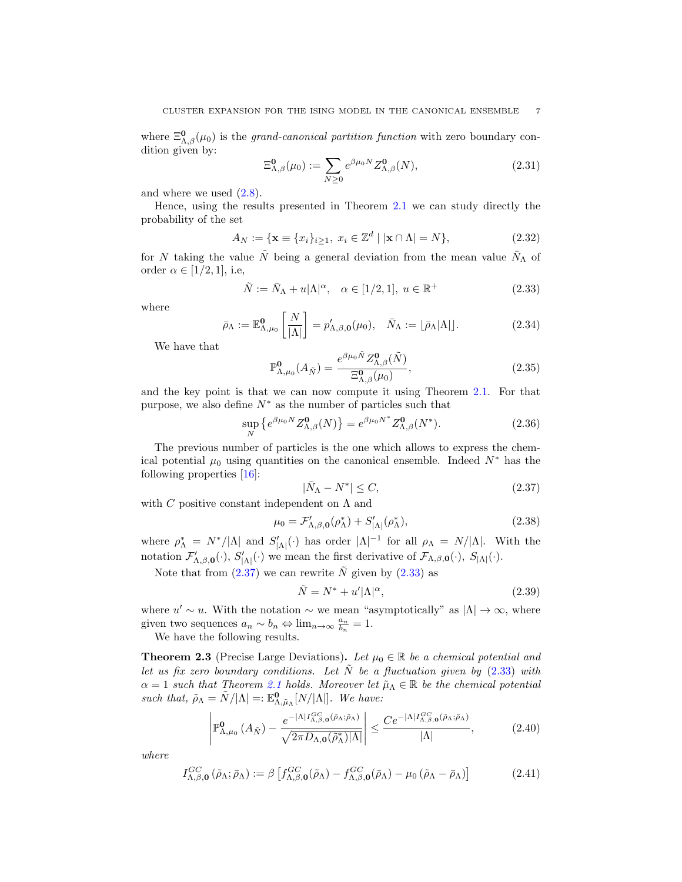where $\Xi^{\mathbf{0}}_{\Lambda,\beta}(\mu_0)$ is the *grand-canonical partition function* with zero boundary condition given by:

$$\Xi^{\mathbf{0}}_{\Lambda,\beta}(\mu_0) := \sum_{N\geq 0} e^{\beta\mu_0 N} Z^{\mathbf{0}}_{\Lambda,\beta}(N), \tag{2.31}$$

and where we used (2.8).

Hence, using the results presented in Theorem 2.1 we can study directly the probability of the set

$$A_N := \{\mathbf{x} \equiv \{x_i\}_{i\geq 1},\ x_i \in \mathbb{Z}^d \mid |\mathbf{x}\cap\Lambda| = N\}, \tag{2.32}$$

for $N$ taking the value $\tilde{N}$ being a general deviation from the mean value $\bar{N}_\Lambda$ of order $\alpha \in [1/2, 1]$, i.e,

$$\tilde{N} := \bar{N}_\Lambda + u|\Lambda|^\alpha, \quad \alpha \in [1/2,1],\ u \in \mathbb{R}^+ \tag{2.33}$$

where

$$\bar{\rho}_\Lambda := \mathbb{E}^{\mathbf{0}}_{\Lambda,\mu_0}\left[\frac{N}{|\Lambda|}\right] = p'_{\Lambda,\beta,\mathbf{0}}(\mu_0), \quad \bar{N}_\Lambda := \lfloor \bar{\rho}_\Lambda |\Lambda| \rfloor. \tag{2.34}$$

We have that

$$\mathbb{P}^{\mathbf{0}}_{\Lambda,\mu_0}(A_{\tilde{N}}) = \frac{e^{\beta\mu_0\tilde{N}} Z^{\mathbf{0}}_{\Lambda,\beta}(\tilde{N})}{\Xi^{\mathbf{0}}_{\Lambda,\beta}(\mu_0)}, \tag{2.35}$$

and the key point is that we can now compute it using Theorem 2.1. For that purpose, we also define $N^*$ as the number of particles such that

$$\sup_N \left\{ e^{\beta\mu_0 N} Z^{\mathbf{0}}_{\Lambda,\beta}(N) \right\} = e^{\beta\mu_0 N^*} Z^{\mathbf{0}}_{\Lambda,\beta}(N^*). \tag{2.36}$$

The previous number of particles is the one which allows to express the chemical potential $\mu_0$ using quantities on the canonical ensemble. Indeed $N^*$ has the following properties [16]:

$$|\bar{N}_\Lambda - N^*| \leq C, \tag{2.37}$$

with $C$ positive constant independent on $\Lambda$ and

$$\mu_0 = \mathcal{F}'_{\Lambda,\beta,\mathbf{0}}(\rho^*_\Lambda) + S'_{|\Lambda|}(\rho^*_\Lambda), \tag{2.38}$$

where $\rho^*_\Lambda = N^*/|\Lambda|$ and $S'_{|\Lambda|}(\cdot)$ has order $|\Lambda|^{-1}$ for all $\rho_\Lambda = N/|\Lambda|$. With the notation $\mathcal{F}'_{\Lambda,\beta,\mathbf{0}}(\cdot)$, $S'_{|\Lambda|}(\cdot)$ we mean the first derivative of $\mathcal{F}_{\Lambda,\beta,\mathbf{0}}(\cdot)$, $S_{|\Lambda|}(\cdot)$.

Note that from (2.37) we can rewrite $\tilde{N}$ given by (2.33) as

$$\tilde{N} = N^* + u'|\Lambda|^\alpha, \tag{2.39}$$

where $u' \sim u$. With the notation $\sim$ we mean "asymptotically" as $|\Lambda| \to \infty$, where given two sequences $a_n \sim b_n \Leftrightarrow \lim_{n\to\infty} \frac{a_n}{b_n} = 1$.

We have the following results.

**Theorem 2.3** (Precise Large Deviations)**.** *Let $\mu_0 \in \mathbb{R}$ be a chemical potential and let us fix zero boundary conditions. Let $\tilde{N}$ be a fluctuation given by (2.33) with $\alpha = 1$ such that Theorem 2.1 holds. Moreover let $\tilde{\mu}_\Lambda \in \mathbb{R}$ be the chemical potential such that, $\tilde{\rho}_\Lambda = \tilde{N}/|\Lambda| =: \mathbb{E}^{\mathbf{0}}_{\Lambda,\tilde{\mu}_\Lambda}[N/|\Lambda|]$. We have:*

$$\left| \mathbb{P}^{\mathbf{0}}_{\Lambda,\mu_0}(A_{\tilde{N}}) - \frac{e^{-|\Lambda| I^{GC}_{\Lambda,\beta,\mathbf{0}}(\tilde{\rho}_\Lambda;\bar{\rho}_\Lambda)}}{\sqrt{2\pi D_{\Lambda,\mathbf{0}}(\tilde{\rho}^*_\Lambda)|\Lambda|}} \right| \leq \frac{C e^{-|\Lambda| I^{GC}_{\Lambda,\beta,\mathbf{0}}(\tilde{\rho}_\Lambda;\bar{\rho}_\Lambda)}}{|\Lambda|}, \tag{2.40}$$

*where*

$$I^{GC}_{\Lambda,\beta,\mathbf{0}}(\tilde{\rho}_\Lambda;\bar{\rho}_\Lambda) := \beta\left[ f^{GC}_{\Lambda,\beta,\mathbf{0}}(\tilde{\rho}_\Lambda) - f^{GC}_{\Lambda,\beta,\mathbf{0}}(\bar{\rho}_\Lambda) - \mu_0(\tilde{\rho}_\Lambda - \bar{\rho}_\Lambda) \right] \tag{2.41}$$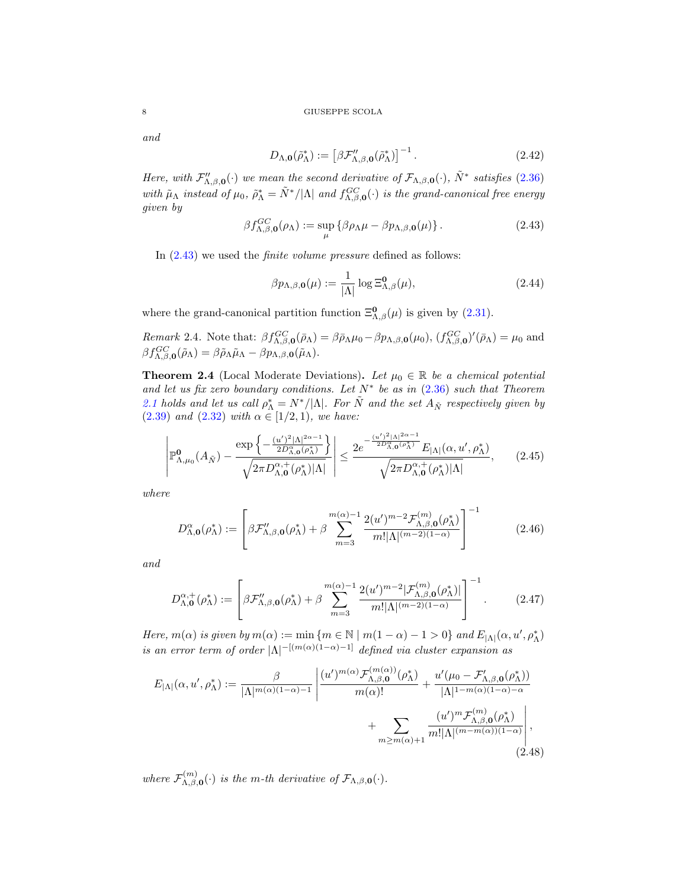and

$$D_{\Lambda,\mathbf{0}}(\tilde{\rho}^*_\Lambda) := \left[\beta \mathcal{F}''_{\Lambda,\beta,\mathbf{0}}(\tilde{\rho}^*_\Lambda)\right]^{-1}. \tag{2.42}$$

*Here, with $\mathcal{F}''_{\Lambda,\beta,\mathbf{0}}(\cdot)$ we mean the second derivative of $\mathcal{F}_{\Lambda,\beta,\mathbf{0}}(\cdot)$, $\tilde{N}^*$ satisfies (2.36) with $\tilde{\mu}_\Lambda$ instead of $\mu_0$, $\tilde{\rho}^*_\Lambda = \tilde{N}^*/|\Lambda|$ and $f^{GC}_{\Lambda,\beta,\mathbf{0}}(\cdot)$ is the grand-canonical free energy given by*

$$\beta f^{GC}_{\Lambda,\beta,\mathbf{0}}(\rho_\Lambda) := \sup_\mu \left\{\beta \rho_\Lambda \mu - \beta p_{\Lambda,\beta,\mathbf{0}}(\mu)\right\}. \tag{2.43}$$

In (2.43) we used the *finite volume pressure* defined as follows:

$$\beta p_{\Lambda,\beta,\mathbf{0}}(\mu) := \frac{1}{|\Lambda|}\log \Xi^{\mathbf{0}}_{\Lambda,\beta}(\mu), \tag{2.44}$$

where the grand-canonical partition function $\Xi^{\mathbf{0}}_{\Lambda,\beta}(\mu)$ is given by (2.31).

*Remark* 2.4. Note that: $\beta f^{GC}_{\Lambda,\beta,\mathbf{0}}(\bar{\rho}_\Lambda) = \beta\bar{\rho}_\Lambda\mu_0 - \beta p_{\Lambda,\beta,\mathbf{0}}(\mu_0)$, $(f^{GC}_{\Lambda,\beta,\mathbf{0}})'(\bar{\rho}_\Lambda) = \mu_0$ and $\beta f^{GC}_{\Lambda,\beta,\mathbf{0}}(\tilde{\rho}_\Lambda) = \beta\tilde{\rho}_\Lambda\tilde{\mu}_\Lambda - \beta p_{\Lambda,\beta,\mathbf{0}}(\tilde{\mu}_\Lambda)$.

**Theorem 2.4** (Local Moderate Deviations)**.** *Let $\mu_0 \in \mathbb{R}$ be a chemical potential and let us fix zero boundary conditions. Let $N^*$ be as in (2.36) such that Theorem 2.1 holds and let us call $\rho^*_\Lambda = N^*/|\Lambda|$. For $\tilde{N}$ and the set $A_{\tilde{N}}$ respectively given by (2.39) and (2.32) with $\alpha \in [1/2, 1)$, we have:*

$$\left|\mathbb{P}^{\mathbf{0}}_{\Lambda,\mu_0}(A_{\tilde{N}}) - \frac{\exp\left\{-\frac{(u')^2|\Lambda|^{2\alpha-1}}{2D^\alpha_{\Lambda,\mathbf{0}}(\rho^*_\Lambda)}\right\}}{\sqrt{2\pi D^{\alpha,+}_{\Lambda,\mathbf{0}}(\rho^*_\Lambda)|\Lambda|}}\right| \leq \frac{2e^{-\frac{(u')^2|\Lambda|^{2\alpha-1}}{2D^\alpha_{\Lambda,\mathbf{0}}(\rho^*_\Lambda)}} E_{|\Lambda|}(\alpha, u', \rho^*_\Lambda)}{\sqrt{2\pi D^{\alpha,+}_{\Lambda,\mathbf{0}}(\rho^*_\Lambda)|\Lambda|}}, \tag{2.45}$$

*where*

$$D^\alpha_{\Lambda,\mathbf{0}}(\rho^*_\Lambda) := \left[\beta\mathcal{F}''_{\Lambda,\beta,\mathbf{0}}(\rho^*_\Lambda) + \beta\sum_{m=3}^{m(\alpha)-1}\frac{2(u')^{m-2}\mathcal{F}^{(m)}_{\Lambda,\beta,\mathbf{0}}(\rho^*_\Lambda)}{m!|\Lambda|^{(m-2)(1-\alpha)}}\right]^{-1} \tag{2.46}$$

*and*

$$D^{\alpha,+}_{\Lambda,\mathbf{0}}(\rho^*_\Lambda) := \left[\beta\mathcal{F}''_{\Lambda,\beta,\mathbf{0}}(\rho^*_\Lambda) + \beta\sum_{m=3}^{m(\alpha)-1}\frac{2(u')^{m-2}|\mathcal{F}^{(m)}_{\Lambda,\beta,\mathbf{0}}(\rho^*_\Lambda)|}{m!|\Lambda|^{(m-2)(1-\alpha)}}\right]^{-1}. \tag{2.47}$$

*Here, $m(\alpha)$ is given by $m(\alpha) := \min\{m \in \mathbb{N} \mid m(1-\alpha) - 1 > 0\}$ and $E_{|\Lambda|}(\alpha, u', \rho^*_\Lambda)$ is an error term of order $|\Lambda|^{-[(m(\alpha)(1-\alpha)-1]}$ defined via cluster expansion as*

$$\begin{aligned}E_{|\Lambda|}(\alpha, u', \rho^*_\Lambda) := \frac{\beta}{|\Lambda|^{m(\alpha)(1-\alpha)-1}}\Bigg|&\frac{(u')^{m(\alpha)}\mathcal{F}^{(m(\alpha))}_{\Lambda,\beta,\mathbf{0}}(\rho^*_\Lambda)}{m(\alpha)!} + \frac{u'(\mu_0 - \mathcal{F}'_{\Lambda,\beta,\mathbf{0}}(\rho^*_\Lambda))}{|\Lambda|^{1-m(\alpha)(1-\alpha)-\alpha}} \\ &+ \sum_{m\geq m(\alpha)+1}\frac{(u')^m\mathcal{F}^{(m)}_{\Lambda,\beta,\mathbf{0}}(\rho^*_\Lambda)}{m!|\Lambda|^{(m-m(\alpha))(1-\alpha)}}\Bigg|,\end{aligned} \tag{2.48}$$

*where $\mathcal{F}^{(m)}_{\Lambda,\beta,\mathbf{0}}(\cdot)$ is the m-th derivative of $\mathcal{F}_{\Lambda,\beta,\mathbf{0}}(\cdot)$.*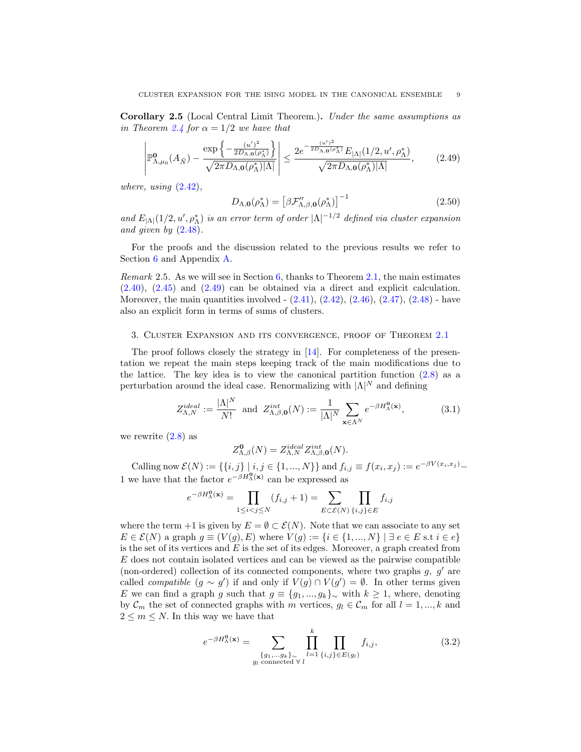**Corollary 2.5** (Local Central Limit Theorem.)**.** *Under the same assumptions as in Theorem 2.4 for $\alpha = 1/2$ we have that*

$$\left| \mathbb{P}^{\mathbf{0}}_{\Lambda,\mu_0}(A_{\tilde{N}}) - \frac{\exp\left\{-\frac{(u')^2}{2D_{\Lambda,\mathbf{0}}(\rho^*_\Lambda)}\right\}}{\sqrt{2\pi D_{\Lambda,\mathbf{0}}(\rho^*_\Lambda)|\Lambda|}} \right| \leq \frac{2e^{-\frac{(u')^2}{2D_{\Lambda,\mathbf{0}}(\rho^*_\Lambda)}} E_{|\Lambda|}(1/2, u', \rho^*_\Lambda)}{\sqrt{2\pi D_{\Lambda,\mathbf{0}}(\rho^*_\Lambda)|\Lambda|}}, \tag{2.49}$$

*where, using* (2.42),

$$D_{\Lambda,\mathbf{0}}(\rho^*_\Lambda) = \left[\beta \mathcal{F}''_{\Lambda,\beta,\mathbf{0}}(\rho^*_\Lambda)\right]^{-1} \tag{2.50}$$

*and $E_{|\Lambda|}(1/2, u', \rho^*_\Lambda)$ is an error term of order $|\Lambda|^{-1/2}$ defined via cluster expansion and given by* (2.48).

For the proofs and the discussion related to the previous results we refer to Section 6 and Appendix A.

*Remark* 2.5. As we will see in Section 6, thanks to Theorem 2.1, the main estimates (2.40), (2.45) and (2.49) can be obtained via a direct and explicit calculation. Moreover, the main quantities involved - (2.41), (2.42), (2.46), (2.47), (2.48) - have also an explicit form in terms of sums of clusters.

## 3. Cluster Expansion and its convergence, proof of Theorem 2.1

The proof follows closely the strategy in [14]. For completeness of the presentation we repeat the main steps keeping track of the main modifications due to the lattice. The key idea is to view the canonical partition function (2.8) as a perturbation around the ideal case. Renormalizing with $|\Lambda|^N$ and defining

$$Z^{ideal}_{\Lambda,N} := \frac{|\Lambda|^N}{N!} \quad \text{and} \quad Z^{int}_{\Lambda,\beta,\mathbf{0}}(N) := \frac{1}{|\Lambda|^N} \sum_{\mathbf{x}\in\Lambda^N} e^{-\beta H^{\mathbf{0}}_\Lambda(\mathbf{x})}, \tag{3.1}$$

we rewrite (2.8) as

$$Z^{\mathbf{0}}_{\Lambda,\beta}(N) = Z^{ideal}_{\Lambda,N} Z^{int}_{\Lambda,\beta,\mathbf{0}}(N).$$

Calling now $\mathcal{E}(N) := \{\{i,j\} \mid i,j \in \{1,...,N\}\}$ and $f_{i,j} \equiv f(x_i,x_j) := e^{-\beta V(x_i,x_j)} - 1$ we have that the factor $e^{-\beta H^{\mathbf{0}}_\Lambda(\mathbf{x})}$ can be expressed as

$$e^{-\beta H^{\mathbf{0}}_\Lambda(\mathbf{x})} = \prod_{1\leq i<j\leq N} (f_{i,j}+1) = \sum_{E\subset\mathcal{E}(N)} \prod_{\{i,j\}\in E} f_{i,j}$$

where the term $+1$ is given by $E = \emptyset \subset \mathcal{E}(N)$. Note that we can associate to any set $E \in \mathcal{E}(N)$ a graph $g \equiv (V(g), E)$ where $V(g) := \{i \in \{1,...,N\} \mid \exists\, e \in E \text{ s.t } i \in e\}$ is the set of its vertices and $E$ is the set of its edges. Moreover, a graph created from $E$ does not contain isolated vertices and can be viewed as the pairwise compatible (non-ordered) collection of its connected components, where two graphs $g$, $g'$ are called *compatible* ($g \sim g'$) if and only if $V(g) \cap V(g') = \emptyset$. In other terms given $E$ we can find a graph $g$ such that $g \equiv \{g_1,...,g_k\}_\sim$ with $k \geq 1$, where, denoting by $\mathcal{C}_m$ the set of connected graphs with $m$ vertices, $g_l \in \mathcal{C}_m$ for all $l = 1,...,k$ and $2 \leq m \leq N$. In this way we have that

$$e^{-\beta H^{\mathbf{0}}_\Lambda(\mathbf{x})} = \sum_{\substack{\{g_1,...g_k\}_\sim \\ g_l \text{ connected } \forall\, l}} \prod_{l=1}^{k} \prod_{\{i,j\}\in E(g_l)} f_{i,j}, \tag{3.2}$$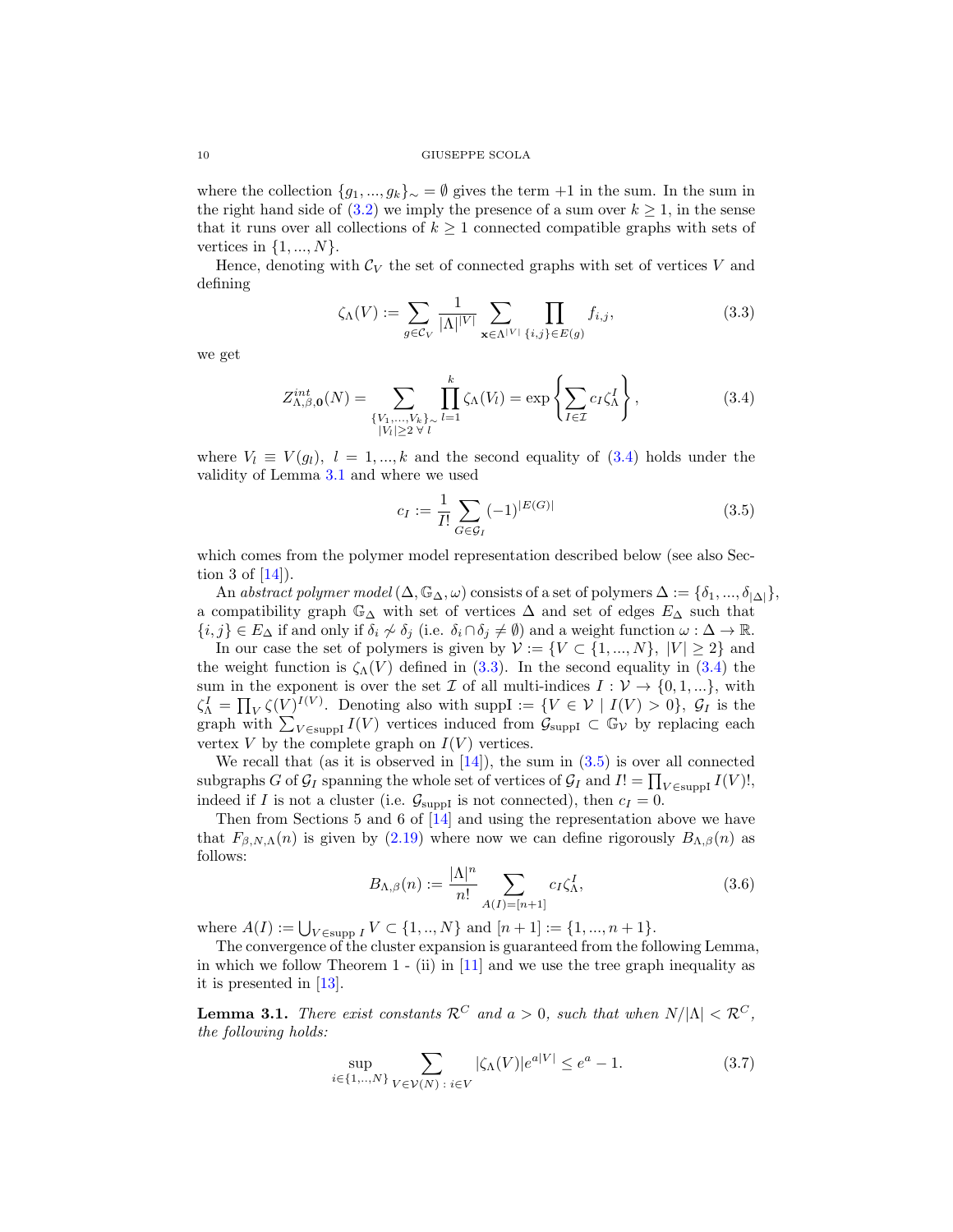where the collection $\{g_1, ..., g_k\}_\sim = \emptyset$ gives the term $+1$ in the sum. In the sum in the right hand side of (3.2) we imply the presence of a sum over $k \geq 1$, in the sense that it runs over all collections of $k \geq 1$ connected compatible graphs with sets of vertices in $\{1, ..., N\}$.

Hence, denoting with $\mathcal{C}_V$ the set of connected graphs with set of vertices $V$ and defining

$$\zeta_\Lambda(V) := \sum_{g \in \mathcal{C}_V} \frac{1}{|\Lambda|^{|V|}} \sum_{\mathbf{x} \in \Lambda^{|V|}} \prod_{\{i,j\} \in E(g)} f_{i,j}, \tag{3.3}$$

we get

$$Z^{int}_{\Lambda,\beta,\mathbf{0}}(N) = \sum_{\substack{\{V_1,...,V_k\}_\sim \\ |V_l| \geq 2 \; \forall \; l}} \prod_{l=1}^{k} \zeta_\Lambda(V_l) = \exp\left\{ \sum_{I \in \mathcal{I}} c_I \zeta_\Lambda^I \right\}, \tag{3.4}$$

where $V_l \equiv V(g_l)$, $l = 1, ..., k$ and the second equality of (3.4) holds under the validity of Lemma 3.1 and where we used

$$c_I := \frac{1}{I!} \sum_{G \in \mathcal{G}_I} (-1)^{|E(G)|} \tag{3.5}$$

which comes from the polymer model representation described below (see also Section 3 of [14]).

An *abstract polymer model* $(\Delta, \mathbb{G}_\Delta, \omega)$ consists of a set of polymers $\Delta := \{\delta_1, ..., \delta_{|\Delta|}\}$, a compatibility graph $\mathbb{G}_\Delta$ with set of vertices $\Delta$ and set of edges $E_\Delta$ such that $\{i,j\} \in E_\Delta$ if and only if $\delta_i \not\sim \delta_j$ (i.e. $\delta_i \cap \delta_j \neq \emptyset$) and a weight function $\omega : \Delta \to \mathbb{R}$.

In our case the set of polymers is given by $\mathcal{V} := \{V \subset \{1, ..., N\}, \; |V| \geq 2\}$ and the weight function is $\zeta_\Lambda(V)$ defined in (3.3). In the second equality in (3.4) the sum in the exponent is over the set $\mathcal{I}$ of all multi-indices $I : \mathcal{V} \to \{0, 1, ...\}$, with $\zeta_\Lambda^I = \prod_V \zeta(V)^{I(V)}$. Denoting also with $\text{suppI} := \{V \in \mathcal{V} \mid I(V) > 0\}$, $\mathcal{G}_I$ is the graph with $\sum_{V \in \text{suppI}} I(V)$ vertices induced from $\mathcal{G}_{\text{suppI}} \subset \mathbb{G}_\mathcal{V}$ by replacing each vertex $V$ by the complete graph on $I(V)$ vertices.

We recall that (as it is observed in [14]), the sum in (3.5) is over all connected subgraphs $G$ of $\mathcal{G}_I$ spanning the whole set of vertices of $\mathcal{G}_I$ and $I! = \prod_{V \in \text{suppI}} I(V)!$, indeed if $I$ is not a cluster (i.e. $\mathcal{G}_{\text{suppI}}$ is not connected), then $c_I = 0$.

Then from Sections 5 and 6 of [14] and using the representation above we have that $F_{\beta,N,\Lambda}(n)$ is given by (2.19) where now we can define rigorously $B_{\Lambda,\beta}(n)$ as follows:

$$B_{\Lambda,\beta}(n) := \frac{|\Lambda|^n}{n!} \sum_{A(I) = [n+1]} c_I \zeta_\Lambda^I, \tag{3.6}$$

where $A(I) := \bigcup_{V \in \text{supp } I} V \subset \{1, .., N\}$ and $[n+1] := \{1, ..., n+1\}$.

The convergence of the cluster expansion is guaranteed from the following Lemma, in which we follow Theorem 1 - (ii) in [11] and we use the tree graph inequality as it is presented in [13].

**Lemma 3.1.** *There exist constants $\mathcal{R}^C$ and $a > 0$, such that when $N/|\Lambda| < \mathcal{R}^C$, the following holds:*

$$\sup_{i \in \{1,..,N\}} \sum_{V \in \mathcal{V}(N) \, : \, i \in V} |\zeta_\Lambda(V)| e^{a|V|} \leq e^a - 1. \tag{3.7}$$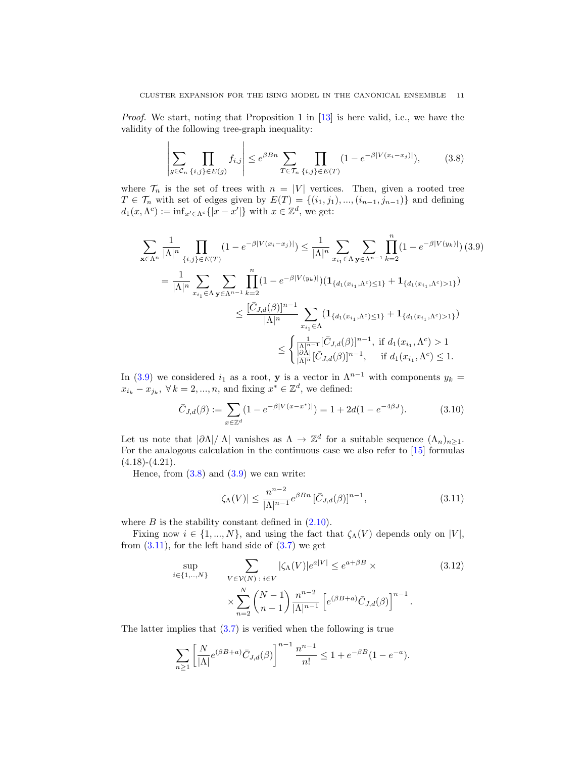*Proof.* We start, noting that Proposition 1 in [13] is here valid, i.e., we have the validity of the following tree-graph inequality:

$$\left| \sum_{g\in\mathcal{C}_n} \prod_{\{i,j\}\in E(g)} f_{i,j} \right| \le e^{\beta B n} \sum_{T\in\mathcal{T}_n} \prod_{\{i,j\}\in E(T)} (1-e^{-\beta|V(x_i-x_j)|}), \tag{3.8}$$

where $\mathcal{T}_n$ is the set of trees with $n = |V|$ vertices. Then, given a rooted tree $T \in \mathcal{T}_n$ with set of edges given by $E(T) = \{(i_1, j_1), ..., (i_{n-1}, j_{n-1})\}$ and defining $d_1(x, \Lambda^c) := \inf_{x'\in\Lambda^c}\{|x-x'|\}$ with $x \in \mathbb{Z}^d$, we get:

$$\begin{aligned}
\sum_{\mathbf{x}\in\Lambda^n} \frac{1}{|\Lambda|^n} \prod_{\{i,j\}\in E(T)} (1-e^{-\beta|V(x_i-x_j)|}) &\le \frac{1}{|\Lambda|^n} \sum_{x_{i_1}\in\Lambda} \sum_{\mathbf{y}\in\Lambda^{n-1}} \prod_{k=2}^{n} (1-e^{-\beta|V(y_k)|}) \\
&= \frac{1}{|\Lambda|^n} \sum_{x_{i_1}\in\Lambda} \sum_{\mathbf{y}\in\Lambda^{n-1}} \prod_{k=2}^{n} (1-e^{-\beta|V(y_k)|}) (\mathbf{1}_{\{d_1(x_{i_1},\Lambda^c)\le 1\}} + \mathbf{1}_{\{d_1(x_{i_1},\Lambda^c)>1\}}) \\
&\le \frac{[\bar{C}_{J,d}(\beta)]^{n-1}}{|\Lambda|^n} \sum_{x_{i_1}\in\Lambda} (\mathbf{1}_{\{d_1(x_{i_1},\Lambda^c)\le 1\}} + \mathbf{1}_{\{d_1(x_{i_1},\Lambda^c)>1\}}) \\
&\le \begin{cases} \frac{1}{|\Lambda|^{n-1}}[\bar{C}_{J,d}(\beta)]^{n-1}, & \text{if } d_1(x_{i_1},\Lambda^c) > 1 \\ \frac{|\partial\Lambda|}{|\Lambda|^n}[\bar{C}_{J,d}(\beta)]^{n-1}, & \text{if } d_1(x_{i_1},\Lambda^c) \le 1. \end{cases}
\end{aligned} \tag{3.9}$$

In (3.9) we considered $i_1$ as a root, $\mathbf{y}$ is a vector in $\Lambda^{n-1}$ with components $y_k = x_{i_k} - x_{j_k}$, $\forall\, k = 2, ..., n$, and fixing $x^* \in \mathbb{Z}^d$, we defined:

$$\bar{C}_{J,d}(\beta) := \sum_{x\in\mathbb{Z}^d} (1-e^{-\beta|V(x-x^*)|}) = 1 + 2d(1-e^{-4\beta J}). \tag{3.10}$$

Let us note that $|\partial\Lambda|/|\Lambda|$ vanishes as $\Lambda \to \mathbb{Z}^d$ for a suitable sequence $(\Lambda_n)_{n\ge1}$. For the analogous calculation in the continuous case we also refer to [15] formulas (4.18)-(4.21).

Hence, from (3.8) and (3.9) we can write:

$$|\zeta_\Lambda(V)| \le \frac{n^{n-2}}{|\Lambda|^{n-1}} e^{\beta B n} [\bar{C}_{J,d}(\beta)]^{n-1}, \tag{3.11}$$

where $B$ is the stability constant defined in (2.10).

Fixing now $i \in \{1, ..., N\}$, and using the fact that $\zeta_\Lambda(V)$ depends only on $|V|$, from (3.11), for the left hand side of (3.7) we get

$$\begin{aligned}
\sup_{i\in\{1,..,N\}} \sum_{V\in\mathcal{V}(N)\,:\, i\in V} |\zeta_\Lambda(V)| e^{a|V|} &\le e^{a+\beta B} \times \\
&\times \sum_{n=2}^{N} \binom{N-1}{n-1} \frac{n^{n-2}}{|\Lambda|^{n-1}} \left[ e^{(\beta B + a)} \bar{C}_{J,d}(\beta) \right]^{n-1}.
\end{aligned} \tag{3.12}$$

The latter implies that (3.7) is verified when the following is true

$$\sum_{n\ge1} \left[ \frac{N}{|\Lambda|} e^{(\beta B+a)} \bar{C}_{J,d}(\beta) \right]^{n-1} \frac{n^{n-1}}{n!} \le 1 + e^{-\beta B}(1-e^{-a}).$$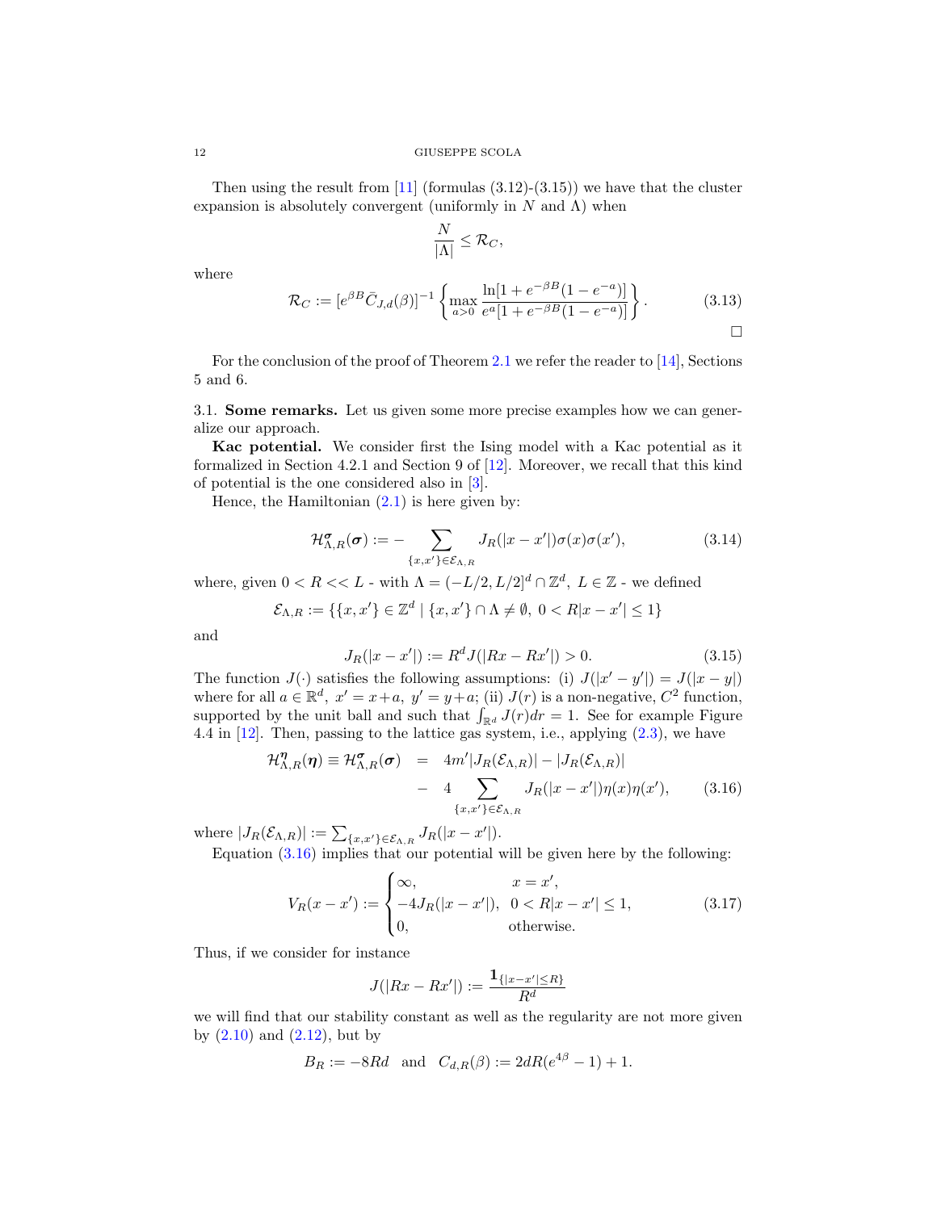Then using the result from [11] (formulas (3.12)-(3.15)) we have that the cluster expansion is absolutely convergent (uniformly in $N$ and $\Lambda$) when

$$\frac{N}{|\Lambda|} \leq \mathcal{R}_C,$$

where

$$\mathcal{R}_C := [e^{\beta B} \bar{C}_{J,d}(\beta)]^{-1} \left\{ \max_{a>0} \frac{\ln[1 + e^{-\beta B}(1 - e^{-a})]}{e^a [1 + e^{-\beta B}(1 - e^{-a})]} \right\}. \tag{3.13}$$

$\square$

For the conclusion of the proof of Theorem 2.1 we refer the reader to [14], Sections 5 and 6.

### 3.1. Some remarks.

Let us given some more precise examples how we can generalize our approach.

**Kac potential.** We consider first the Ising model with a Kac potential as it formalized in Section 4.2.1 and Section 9 of [12]. Moreover, we recall that this kind of potential is the one considered also in [3].

Hence, the Hamiltonian (2.1) is here given by:

$$\mathcal{H}^{\boldsymbol{\sigma}}_{\Lambda,R}(\boldsymbol{\sigma}) := - \sum_{\{x,x'\} \in \mathcal{E}_{\Lambda,R}} J_R(|x - x'|)\sigma(x)\sigma(x'), \tag{3.14}$$

where, given $0 < R << L$ - with $\Lambda = (-L/2, L/2]^d \cap \mathbb{Z}^d,\ L \in \mathbb{Z}$ - we defined

$$\mathcal{E}_{\Lambda,R} := \{\{x, x'\} \in \mathbb{Z}^d \mid \{x, x'\} \cap \Lambda \neq \emptyset,\ 0 < R|x - x'| \leq 1\}$$

and

$$J_R(|x - x'|) := R^d J(|Rx - Rx'|) > 0. \tag{3.15}$$

The function $J(\cdot)$ satisfies the following assumptions: (i) $J(|x' - y'|) = J(|x - y|)$ where for all $a \in \mathbb{R}^d,\ x' = x + a,\ y' = y + a$; (ii) $J(r)$ is a non-negative, $C^2$ function, supported by the unit ball and such that $\int_{\mathbb{R}^d} J(r)dr = 1$. See for example Figure 4.4 in [12]. Then, passing to the lattice gas system, i.e., applying (2.3), we have

$$\begin{aligned} \mathcal{H}^{\boldsymbol{\eta}}_{\Lambda,R}(\boldsymbol{\eta}) \equiv \mathcal{H}^{\boldsymbol{\sigma}}_{\Lambda,R}(\boldsymbol{\sigma}) &= 4m'|J_R(\mathcal{E}_{\Lambda,R})| - |J_R(\mathcal{E}_{\Lambda,R})| \\ &- 4 \sum_{\{x,x'\} \in \mathcal{E}_{\Lambda,R}} J_R(|x - x'|)\eta(x)\eta(x'), \end{aligned} \tag{3.16}$$

where $|J_R(\mathcal{E}_{\Lambda,R})| := \sum_{\{x,x'\} \in \mathcal{E}_{\Lambda,R}} J_R(|x - x'|)$.

Equation (3.16) implies that our potential will be given here by the following:

$$V_R(x - x') := \begin{cases} \infty, & x = x', \\ -4J_R(|x - x'|), & 0 < R|x - x'| \leq 1, \\ 0, & \text{otherwise}. \end{cases} \tag{3.17}$$

Thus, if we consider for instance

$$J(|Rx - Rx'|) := \frac{\mathbf{1}_{\{|x - x'| \leq R\}}}{R^d}$$

we will find that our stability constant as well as the regularity are not more given by (2.10) and (2.12), but by

$$B_R := -8Rd \quad \text{and} \quad C_{d,R}(\beta) := 2dR(e^{4\beta} - 1) + 1.$$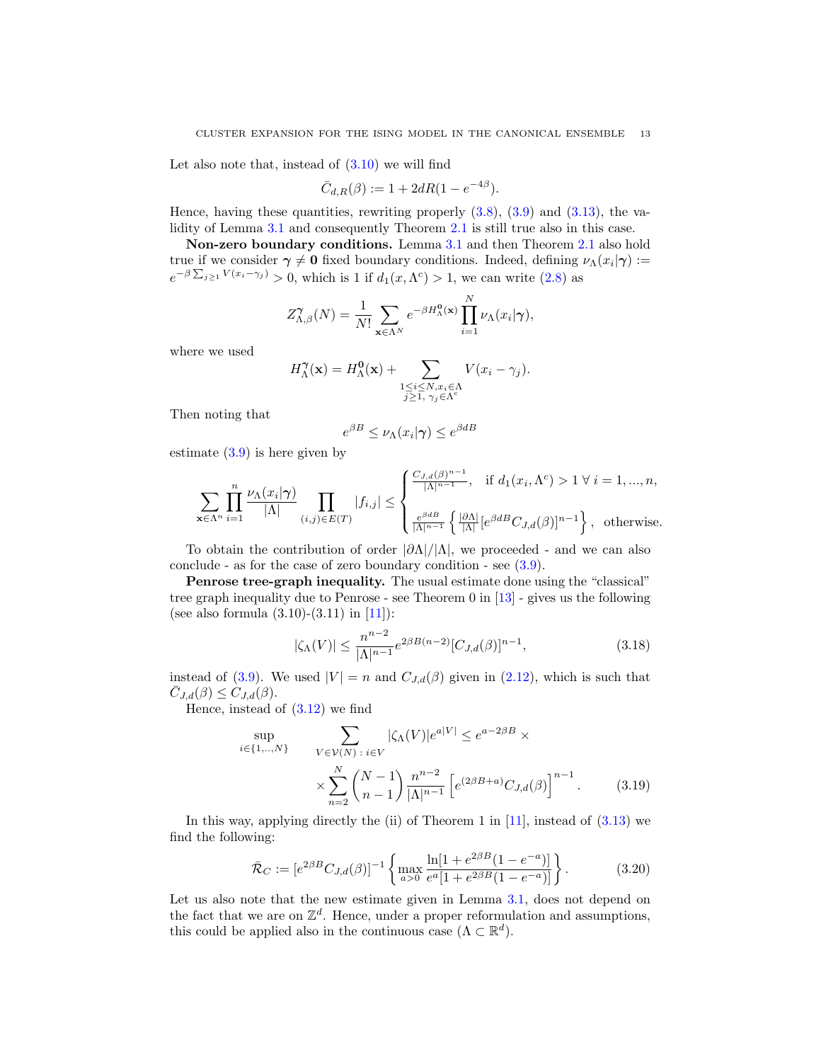Let also note that, instead of (3.10) we will find

$$\bar{C}_{d,R}(\beta) := 1 + 2dR(1 - e^{-4\beta}).$$

Hence, having these quantities, rewriting properly (3.8), (3.9) and (3.13), the validity of Lemma 3.1 and consequently Theorem 2.1 is still true also in this case.

**Non-zero boundary conditions.** Lemma 3.1 and then Theorem 2.1 also hold true if we consider $\boldsymbol{\gamma} \neq \mathbf{0}$ fixed boundary conditions. Indeed, defining $\nu_\Lambda(x_i|\boldsymbol{\gamma}) := e^{-\beta \sum_{j\geq 1} V(x_i - \gamma_j)} > 0$, which is 1 if $d_1(x, \Lambda^c) > 1$, we can write (2.8) as

$$Z^{\boldsymbol{\gamma}}_{\Lambda,\beta}(N) = \frac{1}{N!} \sum_{\mathbf{x}\in\Lambda^N} e^{-\beta H^{\mathbf{0}}_\Lambda(\mathbf{x})} \prod_{i=1}^{N} \nu_\Lambda(x_i|\boldsymbol{\gamma}),$$

where we used

$$H^{\boldsymbol{\gamma}}_\Lambda(\mathbf{x}) = H^{\mathbf{0}}_\Lambda(\mathbf{x}) + \sum_{\substack{1\leq i\leq N, x_i\in\Lambda \\ j\geq 1,\, \gamma_j\in\Lambda^c}} V(x_i - \gamma_j).$$

Then noting that

$$e^{\beta B} \leq \nu_\Lambda(x_i|\boldsymbol{\gamma}) \leq e^{\beta d B}$$

estimate (3.9) is here given by

$$\sum_{\mathbf{x}\in\Lambda^n} \prod_{i=1}^{n} \frac{\nu_\Lambda(x_i|\boldsymbol{\gamma})}{|\Lambda|} \prod_{(i,j)\in E(T)} |f_{i,j}| \leq \begin{cases} \frac{C_{J,d}(\beta)^{n-1}}{|\Lambda|^{n-1}}, & \text{if } d_1(x_i, \Lambda^c) > 1 \ \forall\, i = 1, ..., n, \\[2ex] \frac{e^{\beta d B}}{|\Lambda|^{n-1}} \left\{ \frac{|\partial\Lambda|}{|\Lambda|} [e^{\beta d B} C_{J,d}(\beta)]^{n-1} \right\}, & \text{otherwise.} \end{cases}$$

To obtain the contribution of order $|\partial\Lambda|/|\Lambda|$, we proceeded - and we can also conclude - as for the case of zero boundary condition - see (3.9).

**Penrose tree-graph inequality.** The usual estimate done using the "classical" tree graph inequality due to Penrose - see Theorem 0 in [13] - gives us the following (see also formula (3.10)-(3.11) in [11]):

$$|\zeta_\Lambda(V)| \leq \frac{n^{n-2}}{|\Lambda|^{n-1}} e^{2\beta B(n-2)} [C_{J,d}(\beta)]^{n-1}, \tag{3.18}$$

instead of (3.9). We used $|V| = n$ and $C_{J,d}(\beta)$ given in (2.12), which is such that $\bar{C}_{J,d}(\beta) \leq C_{J,d}(\beta)$.

Hence, instead of (3.12) we find

$$\sup_{i\in\{1,..,N\}} \sum_{V\in\mathcal{V}(N)\,:\, i\in V} |\zeta_\Lambda(V)| e^{a|V|} \leq e^{a-2\beta B} \times \\ \times \sum_{n=2}^{N} \binom{N-1}{n-1} \frac{n^{n-2}}{|\Lambda|^{n-1}} \left[ e^{(2\beta B + a)} C_{J,d}(\beta) \right]^{n-1}. \tag{3.19}$$

In this way, applying directly the (ii) of Theorem 1 in [11], instead of (3.13) we find the following:

$$\bar{\mathcal{R}}_C := [e^{2\beta B} C_{J,d}(\beta)]^{-1} \left\{ \max_{a>0} \frac{\ln[1 + e^{2\beta B}(1 - e^{-a})]}{e^a [1 + e^{2\beta B}(1 - e^{-a})]} \right\}. \tag{3.20}$$

Let us also note that the new estimate given in Lemma 3.1, does not depend on the fact that we are on $\mathbb{Z}^d$. Hence, under a proper reformulation and assumptions, this could be applied also in the continuous case ($\Lambda \subset \mathbb{R}^d$).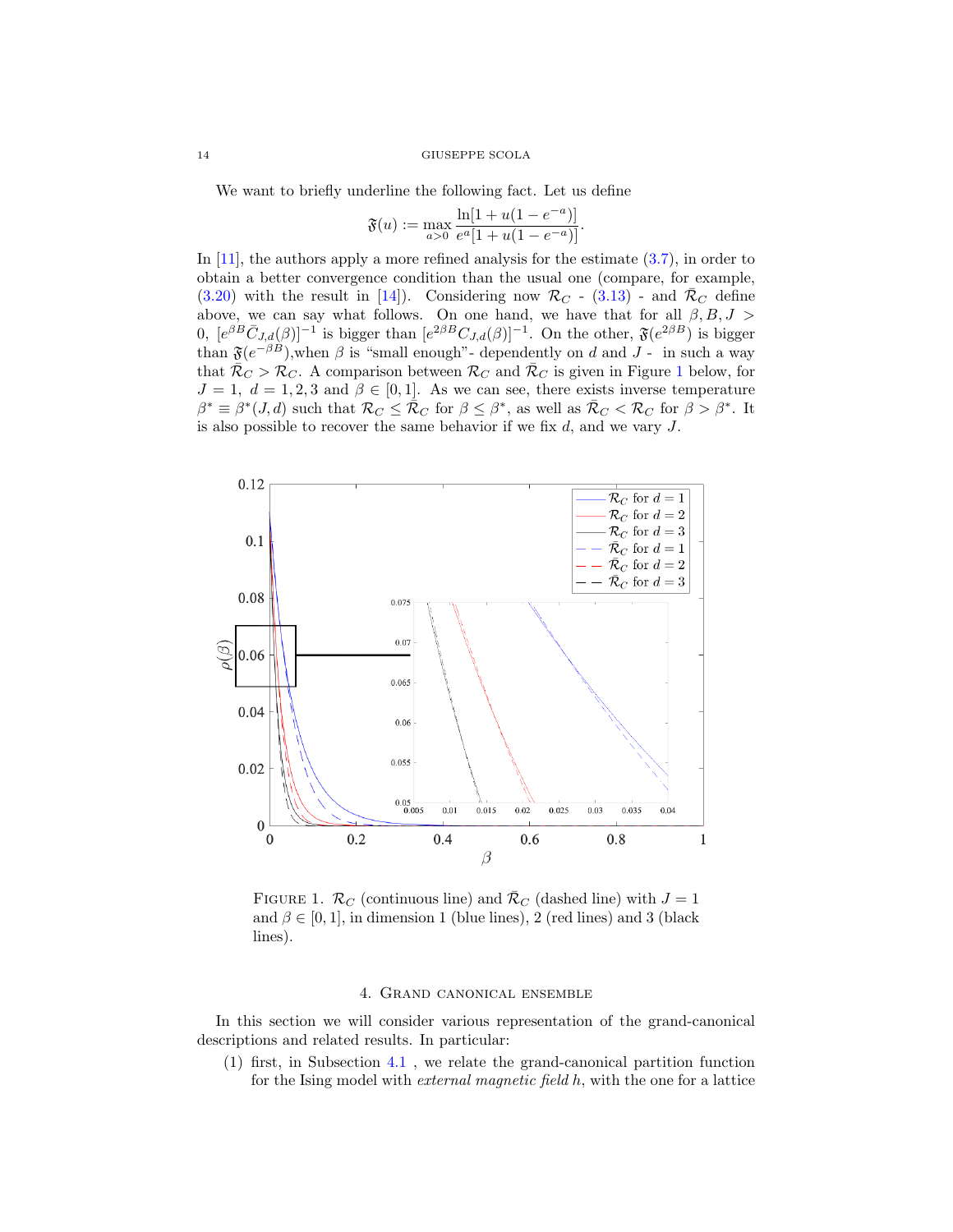We want to briefly underline the following fact. Let us define

$$\mathfrak{F}(u) := \max_{a>0} \frac{\ln[1 + u(1 - e^{-a})]}{e^{a}[1 + u(1 - e^{-a})]}.$$

In [11], the authors apply a more refined analysis for the estimate (3.7), in order to obtain a better convergence condition than the usual one (compare, for example, (3.20) with the result in [14]). Considering now $\mathcal{R}_C$ - (3.13) - and $\bar{\mathcal{R}}_C$ define above, we can say what follows. On one hand, we have that for all $\beta, B, J > 0$, $[e^{\beta B}\bar{C}_{J,d}(\beta)]^{-1}$ is bigger than $[e^{2\beta B}C_{J,d}(\beta)]^{-1}$. On the other, $\mathfrak{F}(e^{2\beta B})$ is bigger than $\mathfrak{F}(e^{-\beta B})$,when $\beta$ is "small enough"- dependently on $d$ and $J$ - in such a way that $\bar{\mathcal{R}}_C > \mathcal{R}_C$. A comparison between $\mathcal{R}_C$ and $\bar{\mathcal{R}}_C$ is given in Figure 1 below, for $J = 1,\ d = 1, 2, 3$ and $\beta \in [0, 1]$. As we can see, there exists inverse temperature $\beta^* \equiv \beta^*(J, d)$ such that $\mathcal{R}_C \leq \bar{\mathcal{R}}_C$ for $\beta \leq \beta^*$, as well as $\bar{\mathcal{R}}_C < \mathcal{R}_C$ for $\beta > \beta^*$. It is also possible to recover the same behavior if we fix $d$, and we vary $J$.

FIGURE 1. $\mathcal{R}_C$ (continuous line) and $\bar{\mathcal{R}}_C$ (dashed line) with $J = 1$ and $\beta \in [0, 1]$, in dimension 1 (blue lines), 2 (red lines) and 3 (black lines).

## 4. Grand canonical ensemble

In this section we will consider various representation of the grand-canonical descriptions and related results. In particular:

(1) first, in Subsection 4.1 , we relate the grand-canonical partition function for the Ising model with *external magnetic field* $h$, with the one for a lattice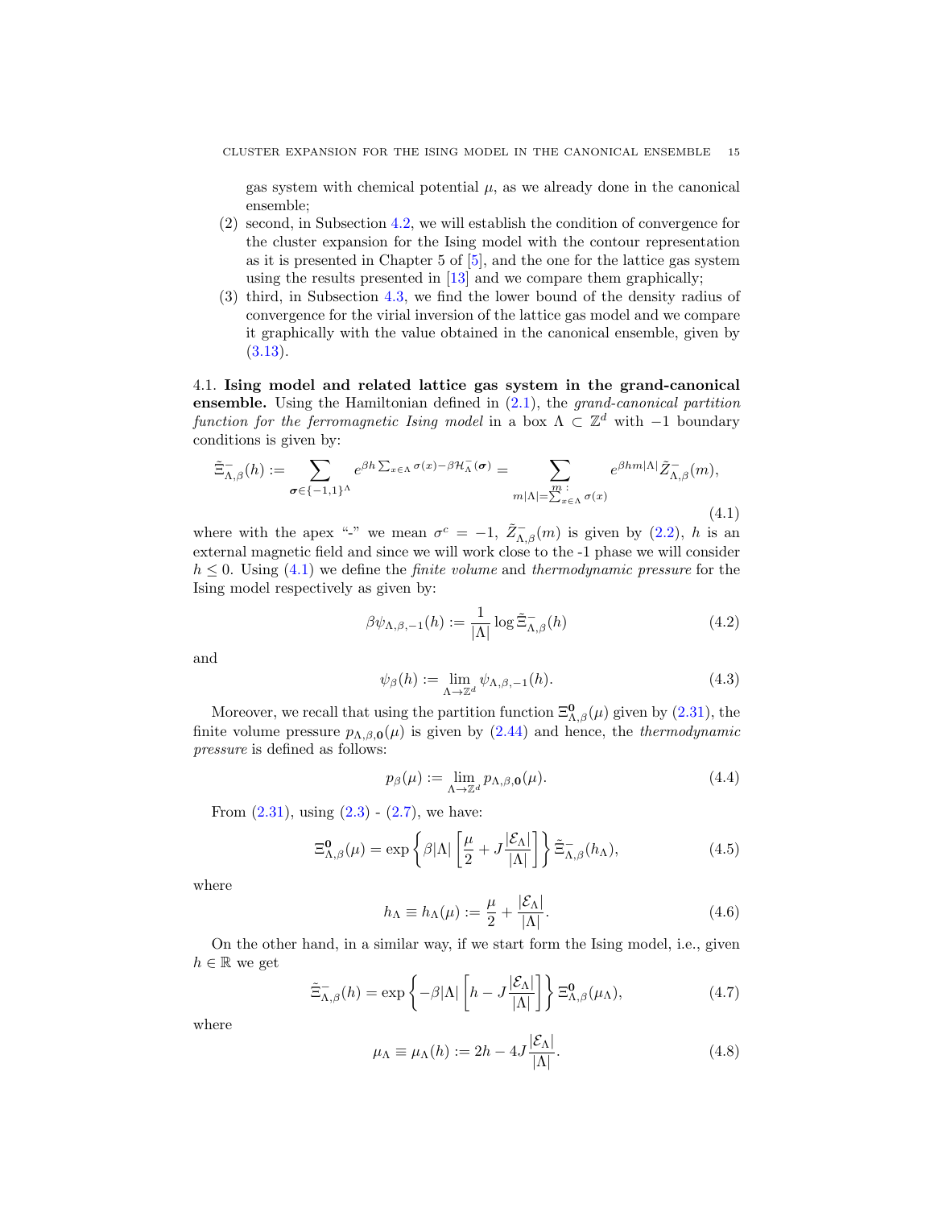gas system with chemical potential $\mu$, as we already done in the canonical ensemble;

(2) second, in Subsection 4.2, we will establish the condition of convergence for the cluster expansion for the Ising model with the contour representation as it is presented in Chapter 5 of [5], and the one for the lattice gas system using the results presented in [13] and we compare them graphically;

(3) third, in Subsection 4.3, we find the lower bound of the density radius of convergence for the virial inversion of the lattice gas model and we compare it graphically with the value obtained in the canonical ensemble, given by (3.13).

4.1. **Ising model and related lattice gas system in the grand-canonical ensemble.** Using the Hamiltonian defined in (2.1), the *grand-canonical partition function for the ferromagnetic Ising model* in a box $\Lambda \subset \mathbb{Z}^d$ with $-1$ boundary conditions is given by:

$$\tilde{\Xi}^{-}_{\Lambda,\beta}(h) := \sum_{\boldsymbol{\sigma}\in\{-1,1\}^{\Lambda}} e^{\beta h \sum_{x\in\Lambda}\sigma(x) - \beta \mathcal{H}^{-}_{\Lambda}(\boldsymbol{\sigma})} = \sum_{\substack{m\,: \\ m|\Lambda| = \sum_{x\in\Lambda}\sigma(x)}} e^{\beta h m |\Lambda|} \tilde{Z}^{-}_{\Lambda,\beta}(m), \tag{4.1}$$

where with the apex "-" we mean $\sigma^c = -1$, $\tilde{Z}^{-}_{\Lambda,\beta}(m)$ is given by (2.2), $h$ is an external magnetic field and since we will work close to the -1 phase we will consider $h \leq 0$. Using (4.1) we define the *finite volume* and *thermodynamic pressure* for the Ising model respectively as given by:

$$\beta\psi_{\Lambda,\beta,-1}(h) := \frac{1}{|\Lambda|}\log \tilde{\Xi}^{-}_{\Lambda,\beta}(h) \tag{4.2}$$

and

$$\psi_{\beta}(h) := \lim_{\Lambda\to\mathbb{Z}^d} \psi_{\Lambda,\beta,-1}(h). \tag{4.3}$$

Moreover, we recall that using the partition function $\Xi^{\mathbf{0}}_{\Lambda,\beta}(\mu)$ given by (2.31), the finite volume pressure $p_{\Lambda,\beta,\mathbf{0}}(\mu)$ is given by (2.44) and hence, the *thermodynamic pressure* is defined as follows:

$$p_{\beta}(\mu) := \lim_{\Lambda\to\mathbb{Z}^d} p_{\Lambda,\beta,\mathbf{0}}(\mu). \tag{4.4}$$

From (2.31), using (2.3) - (2.7), we have:

$$\Xi^{\mathbf{0}}_{\Lambda,\beta}(\mu) = \exp\left\{\beta|\Lambda|\left[\frac{\mu}{2} + J\frac{|\mathcal{E}_{\Lambda}|}{|\Lambda|}\right]\right\}\tilde{\Xi}^{-}_{\Lambda,\beta}(h_{\Lambda}), \tag{4.5}$$

where

$$h_{\Lambda} \equiv h_{\Lambda}(\mu) := \frac{\mu}{2} + \frac{|\mathcal{E}_{\Lambda}|}{|\Lambda|}. \tag{4.6}$$

On the other hand, in a similar way, if we start form the Ising model, i.e., given $h \in \mathbb{R}$ we get

$$\tilde{\Xi}^{-}_{\Lambda,\beta}(h) = \exp\left\{-\beta|\Lambda|\left[h - J\frac{|\mathcal{E}_{\Lambda}|}{|\Lambda|}\right]\right\}\Xi^{\mathbf{0}}_{\Lambda,\beta}(\mu_{\Lambda}), \tag{4.7}$$

where

$$\mu_{\Lambda} \equiv \mu_{\Lambda}(h) := 2h - 4J\frac{|\mathcal{E}_{\Lambda}|}{|\Lambda|}. \tag{4.8}$$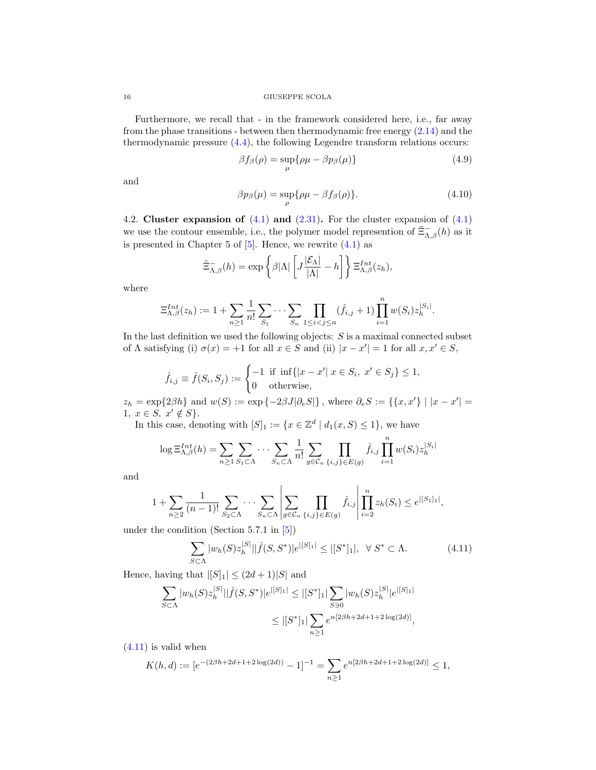Furthermore, we recall that - in the framework considered here, i.e., far away from the phase transitions - between then thermodynamic free energy (2.14) and the thermodynamic pressure (4.4), the following Legendre transform relations occurs:

$$\beta f_\beta(\rho) = \sup_\mu \{\rho\mu - \beta p_\beta(\mu)\} \tag{4.9}$$

and

$$\beta p_\beta(\mu) = \sup_\rho \{\rho\mu - \beta f_\beta(\rho)\}. \tag{4.10}$$

## 4.2. Cluster expansion of (4.1) and (2.31).

For the cluster expansion of (4.1) we use the contour ensemble, i.e., the polymer model represention of $\tilde{\Xi}^-_{\Lambda,\beta}(h)$ as it is presented in Chapter 5 of [5]. Hence, we rewrite (4.1) as

$$\tilde{\Xi}^-_{\Lambda,\beta}(h) = \exp\left\{\beta|\Lambda|\left[J\frac{|\mathcal{E}_\Lambda|}{|\Lambda|} - h\right]\right\}\Xi^{Int}_{\Lambda,\beta}(z_h),$$

where

$$\Xi^{Int}_{\Lambda,\beta}(z_h) := 1 + \sum_{n\geq 1}\frac{1}{n!}\sum_{S_1}\cdots\sum_{S_n}\prod_{1\leq i<j\leq n}(\hat{f}_{i,j}+1)\prod_{i=1}^n w(S_i) z_h^{|S_i|}.$$

In the last definition we used the following objects: $S$ is a maximal connected subset of $\Lambda$ satisfying (i) $\sigma(x) = +1$ for all $x \in S$ and (ii) $|x - x'| = 1$ for all $x, x' \in S$,

$$\hat{f}_{i,j} \equiv \hat{f}(S_i, S_j) := \begin{cases} -1 & \text{if } \inf\{|x - x'| \ x \in S_i,\ x' \in S_j\} \leq 1, \\ 0 & \text{otherwise,}\end{cases}$$

$z_h = \exp\{2\beta h\}$ and $w(S) := \exp\{-2\beta J|\partial_e S|\}$, where $\partial_e S := \{\{x, x'\} \mid |x - x'| = 1,\ x \in S,\ x' \notin S\}$.

In this case, denoting with $[S]_1 := \{x \in \mathbb{Z}^d \mid d_1(x, S) \leq 1\}$, we have

$$\log \Xi^{Int}_{\Lambda,\beta}(h) = \sum_{n\geq 1}\sum_{S_1\subset\Lambda}\cdots\sum_{S_n\subset\Lambda}\frac{1}{n!}\sum_{g\in\mathcal{C}_n}\prod_{\{i,j\}\in E(g)}\hat{f}_{i,j}\prod_{i=1}^n w(S_i) z_h^{|S_i|}$$

and

$$1 + \sum_{n\geq 2}\frac{1}{(n-1)!}\sum_{S_2\subset\Lambda}\cdots\sum_{S_n\subset\Lambda}\left|\sum_{g\in\mathcal{C}_n}\prod_{\{i,j\}\in E(g)}\hat{f}_{i,j}\right|\prod_{i=2}^n z_h(S_i) \leq e^{|[S_1]_1|},$$

under the condition (Section 5.7.1 in [5])

$$\sum_{S\subset\Lambda}|w_h(S) z_h^{|S|}||\hat{f}(S, S^*)|e^{|[S]_1|} \leq |[S^*]_1|, \ \ \forall\, S^* \subset \Lambda. \tag{4.11}$$

Hence, having that $|[S]_1| \leq (2d+1)|S|$ and

$$\begin{aligned}\sum_{S\subset\Lambda}|w_h(S) z_h^{|S|}||\hat{f}(S, S^*)|e^{|[S]_1|} &\leq |[S^*]_1|\sum_{S\ni 0}|w_h(S) z_h^{|S|}|e^{|[S]_1|} \\ &\leq |[S^*]_1|\sum_{n\geq 1}e^{n[2\beta h + 2d + 1 + 2\log(2d)]},\end{aligned}$$

(4.11) is valid when

$$K(h, d) := [e^{-(2\beta h + 2d + 1 + 2\log(2d))} - 1]^{-1} = \sum_{n\geq 1}e^{n[2\beta h + 2d + 1 + 2\log(2d)]} \leq 1,$$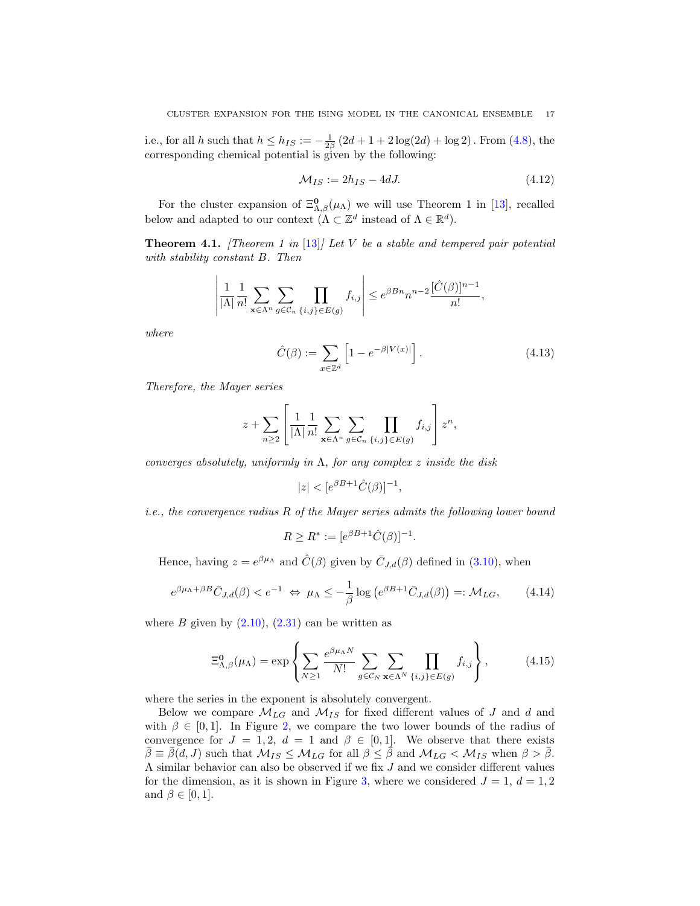i.e., for all $h$ such that $h \leq h_{IS} := -\frac{1}{2\beta}\left(2d+1+2\log(2d)+\log 2\right)$. From (4.8), the corresponding chemical potential is given by the following:

$$\mathcal{M}_{IS} := 2h_{IS} - 4dJ. \tag{4.12}$$

For the cluster expansion of $\Xi^{\mathbf{0}}_{\Lambda,\beta}(\mu_\Lambda)$ we will use Theorem 1 in [13], recalled below and adapted to our context ($\Lambda \subset \mathbb{Z}^d$ instead of $\Lambda \in \mathbb{R}^d$).

**Theorem 4.1.** *[Theorem 1 in [13]] Let $V$ be a stable and tempered pair potential with stability constant $B$. Then*

$$\left| \frac{1}{|\Lambda|}\frac{1}{n!}\sum_{\mathbf{x}\in\Lambda^n}\sum_{g\in\mathcal{C}_n}\prod_{\{i,j\}\in E(g)} f_{i,j}\right| \leq e^{\beta B n} n^{n-2}\frac{[\hat{C}(\beta)]^{n-1}}{n!},$$

*where*

$$\hat{C}(\beta) := \sum_{x\in\mathbb{Z}^d}\left[1-e^{-\beta|V(x)|}\right]. \tag{4.13}$$

*Therefore, the Mayer series*

$$z + \sum_{n\geq 2}\left[\frac{1}{|\Lambda|}\frac{1}{n!}\sum_{\mathbf{x}\in\Lambda^n}\sum_{g\in\mathcal{C}_n}\prod_{\{i,j\}\in E(g)} f_{i,j}\right] z^n,$$

*converges absolutely, uniformly in $\Lambda$, for any complex $z$ inside the disk*

$$|z| < [e^{\beta B+1}\hat{C}(\beta)]^{-1},$$

*i.e., the convergence radius $R$ of the Mayer series admits the following lower bound*

$$R \geq R^* := [e^{\beta B+1}\hat{C}(\beta)]^{-1}.$$

Hence, having $z = e^{\beta\mu_\Lambda}$ and $\hat{C}(\beta)$ given by $\bar{C}_{J,d}(\beta)$ defined in (3.10), when

$$e^{\beta\mu_\Lambda+\beta B}\bar{C}_{J,d}(\beta) < e^{-1} \;\Leftrightarrow\; \mu_\Lambda \leq -\frac{1}{\beta}\log\left(e^{\beta B+1}\bar{C}_{J,d}(\beta)\right) =: \mathcal{M}_{LG}, \tag{4.14}$$

where $B$ given by (2.10), (2.31) can be written as

$$\Xi^{\mathbf{0}}_{\Lambda,\beta}(\mu_\Lambda) = \exp\left\{\sum_{N\geq 1}\frac{e^{\beta\mu_\Lambda N}}{N!}\sum_{g\in\mathcal{C}_N}\sum_{\mathbf{x}\in\Lambda^N}\prod_{\{i,j\}\in E(g)} f_{i,j}\right\}, \tag{4.15}$$

where the series in the exponent is absolutely convergent.

Below we compare $\mathcal{M}_{LG}$ and $\mathcal{M}_{IS}$ for fixed different values of $J$ and $d$ and with $\beta \in [0,1]$. In Figure 2, we compare the two lower bounds of the radius of convergence for $J = 1, 2$, $d = 1$ and $\beta \in [0,1]$. We observe that there exists $\bar{\beta} \equiv \bar{\beta}(d,J)$ such that $\mathcal{M}_{IS} \leq \mathcal{M}_{LG}$ for all $\beta \leq \bar{\beta}$ and $\mathcal{M}_{LG} < \mathcal{M}_{IS}$ when $\beta > \bar{\beta}$. A similar behavior can also be observed if we fix $J$ and we consider different values for the dimension, as it is shown in Figure 3, where we considered $J = 1$, $d = 1, 2$ and $\beta \in [0,1]$.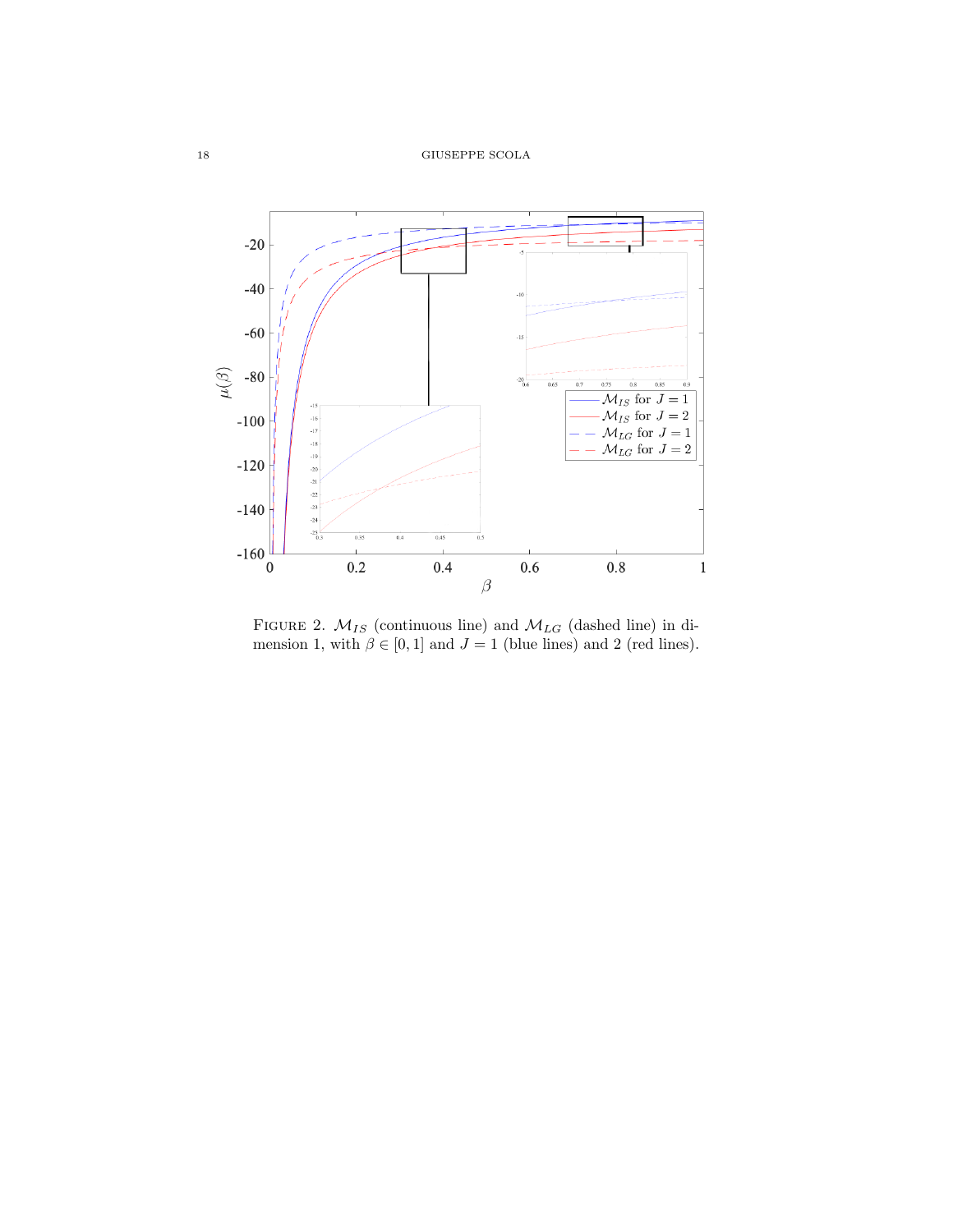FIGURE 2. $\mathcal{M}_{IS}$ (continuous line) and $\mathcal{M}_{LG}$ (dashed line) in dimension 1, with $\beta \in [0, 1]$ and $J = 1$ (blue lines) and 2 (red lines).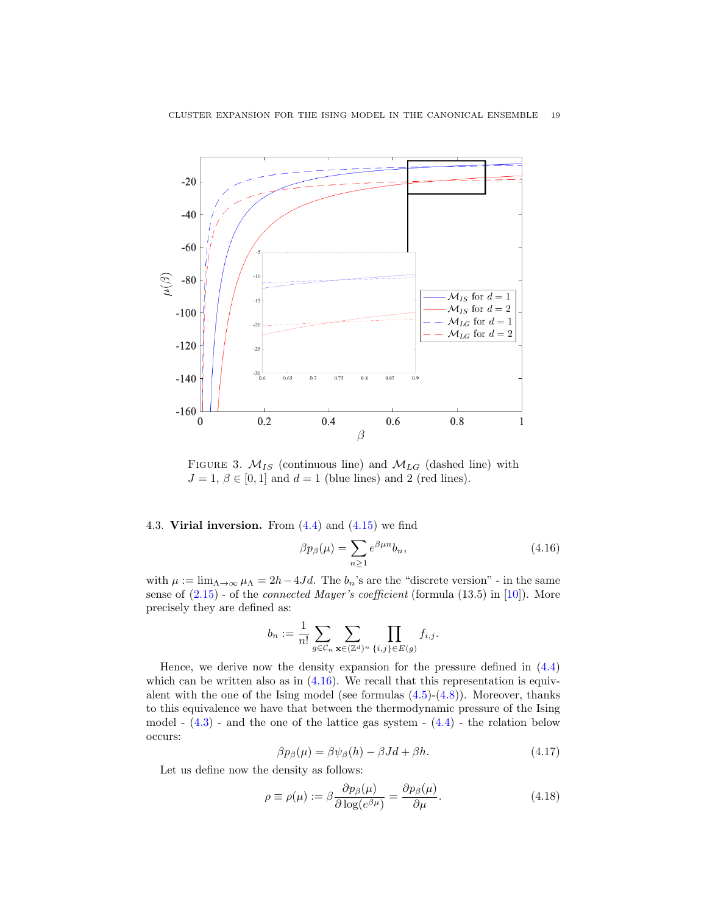FIGURE 3. $\mathcal{M}_{IS}$ (continuous line) and $\mathcal{M}_{LG}$ (dashed line) with $J = 1$, $\beta \in [0, 1]$ and $d = 1$ (blue lines) and 2 (red lines).

4.3. **Virial inversion.** From (4.4) and (4.15) we find

$$\beta p_\beta(\mu) = \sum_{n \geq 1} e^{\beta \mu n} b_n, \tag{4.16}$$

with $\mu := \lim_{\Lambda \to \infty} \mu_\Lambda = 2h - 4Jd$. The $b_n$'s are the "discrete version" - in the same sense of (2.15) - of the *connected Mayer's coefficient* (formula (13.5) in [10]). More precisely they are defined as:

$$b_n := \frac{1}{n!} \sum_{g \in \mathcal{C}_n} \sum_{\mathbf{x} \in (\mathbb{Z}^d)^n} \prod_{\{i,j\} \in E(g)} f_{i,j}.$$

Hence, we derive now the density expansion for the pressure defined in (4.4) which can be written also as in (4.16). We recall that this representation is equivalent with the one of the Ising model (see formulas (4.5)-(4.8)). Moreover, thanks to this equivalence we have that between the thermodynamic pressure of the Ising model - (4.3) - and the one of the lattice gas system - (4.4) - the relation below occurs:

$$\beta p_\beta(\mu) = \beta \psi_\beta(h) - \beta J d + \beta h. \tag{4.17}$$

Let us define now the density as follows:

$$\rho \equiv \rho(\mu) := \beta \frac{\partial p_\beta(\mu)}{\partial \log(e^{\beta \mu})} = \frac{\partial p_\beta(\mu)}{\partial \mu}. \tag{4.18}$$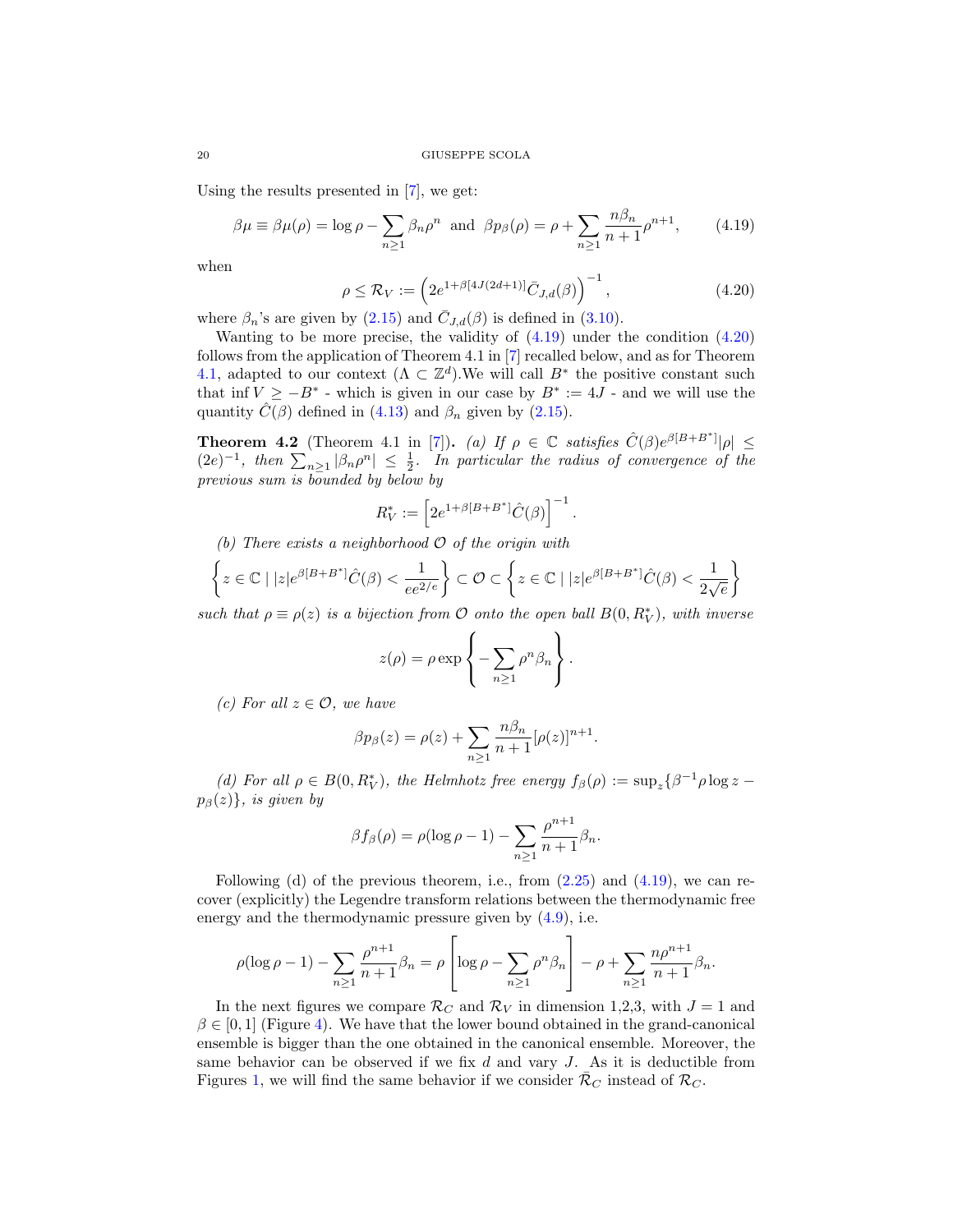Using the results presented in [7], we get:

$$\beta\mu \equiv \beta\mu(\rho) = \log\rho - \sum_{n\geq 1}\beta_n\rho^n \;\text{ and }\; \beta p_\beta(\rho) = \rho + \sum_{n\geq 1}\frac{n\beta_n}{n+1}\rho^{n+1}, \tag{4.19}$$

when

$$\rho \leq \mathcal{R}_V := \left(2e^{1+\beta[4J(2d+1)]}\bar{C}_{J,d}(\beta)\right)^{-1}, \tag{4.20}$$

where $\beta_n$'s are given by (2.15) and $\bar{C}_{J,d}(\beta)$ is defined in (3.10).

Wanting to be more precise, the validity of (4.19) under the condition (4.20) follows from the application of Theorem 4.1 in [7] recalled below, and as for Theorem 4.1, adapted to our context ($\Lambda \subset \mathbb{Z}^d$).We will call $B^*$ the positive constant such that $\inf V \geq -B^*$ - which is given in our case by $B^* := 4J$ - and we will use the quantity $\hat{C}(\beta)$ defined in (4.13) and $\beta_n$ given by (2.15).

**Theorem 4.2** (Theorem 4.1 in [7])**.** *(a) If $\rho \in \mathbb{C}$ satisfies $\hat{C}(\beta)e^{\beta[B+B^*]}|\rho| \leq (2e)^{-1}$, then $\sum_{n\geq 1}|\beta_n\rho^n| \leq \frac{1}{2}$. In particular the radius of convergence of the previous sum is bounded by below by*

$$R_V^* := \left[2e^{1+\beta[B+B^*]}\hat{C}(\beta)\right]^{-1}.$$

*(b) There exists a neighborhood $\mathcal{O}$ of the origin with*

$$\left\{z \in \mathbb{C} \mid |z|e^{\beta[B+B^*]}\hat{C}(\beta) < \frac{1}{ee^{2/e}}\right\} \subset \mathcal{O} \subset \left\{z \in \mathbb{C} \mid |z|e^{\beta[B+B^*]}\hat{C}(\beta) < \frac{1}{2\sqrt{e}}\right\}$$

*such that $\rho \equiv \rho(z)$ is a bijection from $\mathcal{O}$ onto the open ball $B(0, R_V^*)$, with inverse*

$$z(\rho) = \rho\exp\left\{-\sum_{n\geq 1}\rho^n\beta_n\right\}.$$

*(c) For all $z \in \mathcal{O}$, we have*

$$\beta p_\beta(z) = \rho(z) + \sum_{n\geq 1}\frac{n\beta_n}{n+1}[\rho(z)]^{n+1}.$$

*(d) For all $\rho \in B(0, R_V^*)$, the Helmhotz free energy $f_\beta(\rho) := \sup_z\{\beta^{-1}\rho\log z - p_\beta(z)\}$, is given by*

$$\beta f_\beta(\rho) = \rho(\log\rho - 1) - \sum_{n\geq 1}\frac{\rho^{n+1}}{n+1}\beta_n.$$

Following (d) of the previous theorem, i.e., from (2.25) and (4.19), we can recover (explicitly) the Legendre transform relations between the thermodynamic free energy and the thermodynamic pressure given by (4.9), i.e.

$$\rho(\log\rho - 1) - \sum_{n\geq 1}\frac{\rho^{n+1}}{n+1}\beta_n = \rho\left[\log\rho - \sum_{n\geq 1}\rho^n\beta_n\right] - \rho + \sum_{n\geq 1}\frac{n\rho^{n+1}}{n+1}\beta_n.$$

In the next figures we compare $\mathcal{R}_C$ and $\mathcal{R}_V$ in dimension 1,2,3, with $J = 1$ and $\beta \in [0, 1]$ (Figure 4). We have that the lower bound obtained in the grand-canonical ensemble is bigger than the one obtained in the canonical ensemble. Moreover, the same behavior can be observed if we fix $d$ and vary $J$. As it is deductible from Figures 1, we will find the same behavior if we consider $\bar{\mathcal{R}}_C$ instead of $\mathcal{R}_C$.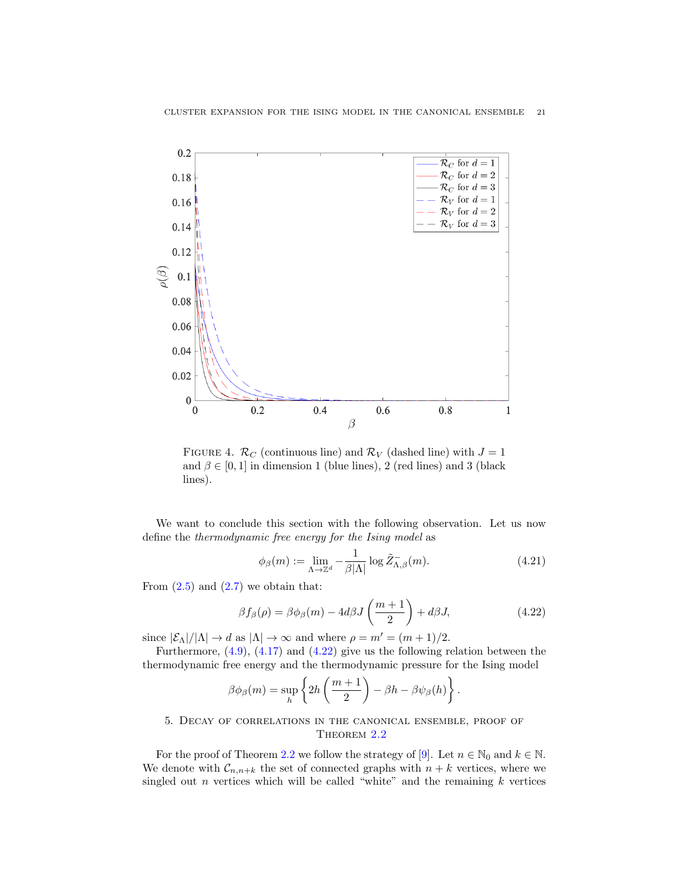Figure 4. $\mathcal{R}_C$ (continuous line) and $\mathcal{R}_V$ (dashed line) with $J = 1$ and $\beta \in [0, 1]$ in dimension 1 (blue lines), 2 (red lines) and 3 (black lines).

We want to conclude this section with the following observation. Let us now define the *thermodynamic free energy for the Ising model* as

$$\phi_\beta(m) := \lim_{\Lambda \to \mathbb{Z}^d} -\frac{1}{\beta|\Lambda|} \log \tilde{Z}^{-}_{\Lambda,\beta}(m). \tag{4.21}$$

From (2.5) and (2.7) we obtain that:

$$\beta f_\beta(\rho) = \beta\phi_\beta(m) - 4d\beta J\left(\frac{m+1}{2}\right) + d\beta J, \tag{4.22}$$

since $|\mathcal{E}_\Lambda|/|\Lambda| \to d$ as $|\Lambda| \to \infty$ and where $\rho = m' = (m+1)/2$.

Furthermore, (4.9), (4.17) and (4.22) give us the following relation between the thermodynamic free energy and the thermodynamic pressure for the Ising model

$$\beta\phi_\beta(m) = \sup_h \left\{ 2h\left(\frac{m+1}{2}\right) - \beta h - \beta\psi_\beta(h) \right\}.$$

## 5. Decay of correlations in the canonical ensemble, proof of Theorem 2.2

For the proof of Theorem 2.2 we follow the strategy of [9]. Let $n \in \mathbb{N}_0$ and $k \in \mathbb{N}$. We denote with $\mathcal{C}_{n,n+k}$ the set of connected graphs with $n + k$ vertices, where we singled out $n$ vertices which will be called "white" and the remaining $k$ vertices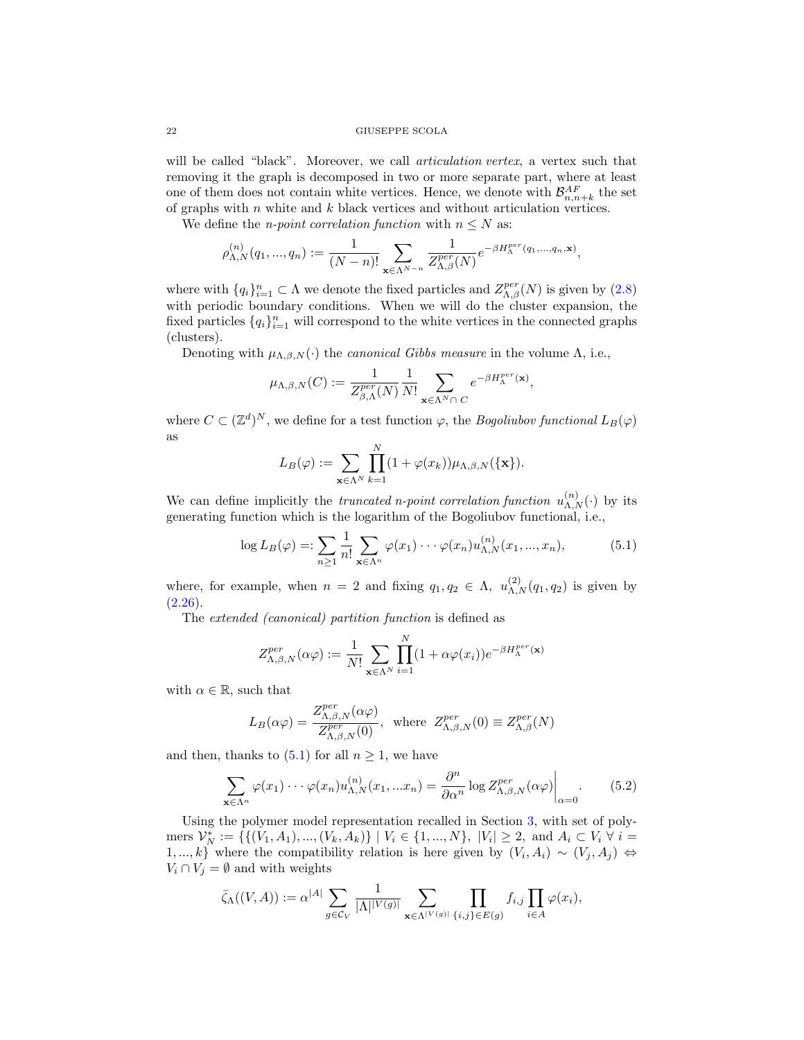will be called "black". Moreover, we call *articulation vertex*, a vertex such that removing it the graph is decomposed in two or more separate part, where at least one of them does not contain white vertices. Hence, we denote with $\mathcal{B}^{AF}_{n,n+k}$ the set of graphs with $n$ white and $k$ black vertices and without articulation vertices.

We define the *n-point correlation function* with $n \leq N$ as:

$$\rho^{(n)}_{\Lambda,N}(q_1, ..., q_n) := \frac{1}{(N-n)!} \sum_{\mathbf{x} \in \Lambda^{N-n}} \frac{1}{Z^{per}_{\Lambda,\beta}(N)} e^{-\beta H^{per}_{\Lambda}(q_1,...,q_n,\mathbf{x})},$$

where with $\{q_i\}_{i=1}^n \subset \Lambda$ we denote the fixed particles and $Z^{per}_{\Lambda,\beta}(N)$ is given by (2.8) with periodic boundary conditions. When we will do the cluster expansion, the fixed particles $\{q_i\}_{i=1}^n$ will correspond to the white vertices in the connected graphs (clusters).

Denoting with $\mu_{\Lambda,\beta,N}(\cdot)$ the *canonical Gibbs measure* in the volume $\Lambda$, i.e.,

$$\mu_{\Lambda,\beta,N}(C) := \frac{1}{Z^{per}_{\beta,\Lambda}(N)} \frac{1}{N!} \sum_{\mathbf{x} \in \Lambda^N \cap\, C} e^{-\beta H^{per}_{\Lambda}(\mathbf{x})},$$

where $C \subset (\mathbb{Z}^d)^N$, we define for a test function $\varphi$, the *Bogoliubov functional* $L_B(\varphi)$ as

$$L_B(\varphi) := \sum_{\mathbf{x} \in \Lambda^N} \prod_{k=1}^N (1 + \varphi(x_k)) \mu_{\Lambda,\beta,N}(\{\mathbf{x}\}).$$

We can define implicitly the *truncated n-point correlation function* $u^{(n)}_{\Lambda,N}(\cdot)$ by its generating function which is the logarithm of the Bogoliubov functional, i.e.,

$$\log L_B(\varphi) =: \sum_{n \geq 1} \frac{1}{n!} \sum_{\mathbf{x} \in \Lambda^n} \varphi(x_1) \cdots \varphi(x_n) u^{(n)}_{\Lambda,N}(x_1, ..., x_n), \tag{5.1}$$

where, for example, when $n = 2$ and fixing $q_1, q_2 \in \Lambda$, $u^{(2)}_{\Lambda,N}(q_1, q_2)$ is given by (2.26).

The *extended (canonical) partition function* is defined as

$$Z^{per}_{\Lambda,\beta,N}(\alpha\varphi) := \frac{1}{N!} \sum_{\mathbf{x} \in \Lambda^N} \prod_{i=1}^N (1 + \alpha\varphi(x_i)) e^{-\beta H^{per}_{\Lambda}(\mathbf{x})}$$

with $\alpha \in \mathbb{R}$, such that

$$L_B(\alpha\varphi) = \frac{Z^{per}_{\Lambda,\beta,N}(\alpha\varphi)}{Z^{per}_{\Lambda,\beta,N}(0)}, \text{ where } Z^{per}_{\Lambda,\beta,N}(0) \equiv Z^{per}_{\Lambda,\beta}(N)$$

and then, thanks to (5.1) for all $n \geq 1$, we have

$$\sum_{\mathbf{x} \in \Lambda^n} \varphi(x_1) \cdots \varphi(x_n) u^{(n)}_{\Lambda,N}(x_1, ... x_n) = \frac{\partial^n}{\partial \alpha^n} \log Z^{per}_{\Lambda,\beta,N}(\alpha\varphi) \bigg|_{\alpha=0}. \tag{5.2}$$

Using the polymer model representation recalled in Section 3, with set of polymers $\mathcal{V}^*_N := \{\{(V_1, A_1), ..., (V_k, A_k)\} \mid V_i \in \{1, ..., N\},\ |V_i| \geq 2, \text{ and } A_i \subset V_i\ \forall\ i = 1, ..., k\}$ where the compatibility relation is here given by $(V_i, A_i) \sim (V_j, A_j) \Leftrightarrow V_i \cap V_j = \emptyset$ and with weights

$$\bar{\zeta}_{\Lambda}((V, A)) := \alpha^{|A|} \sum_{g \in \mathcal{C}_V} \frac{1}{|\Lambda|^{|V(g)|}} \sum_{\mathbf{x} \in \Lambda^{|V(g)|}} \prod_{\{i,j\} \in E(g)} f_{i,j} \prod_{i \in A} \varphi(x_i),$$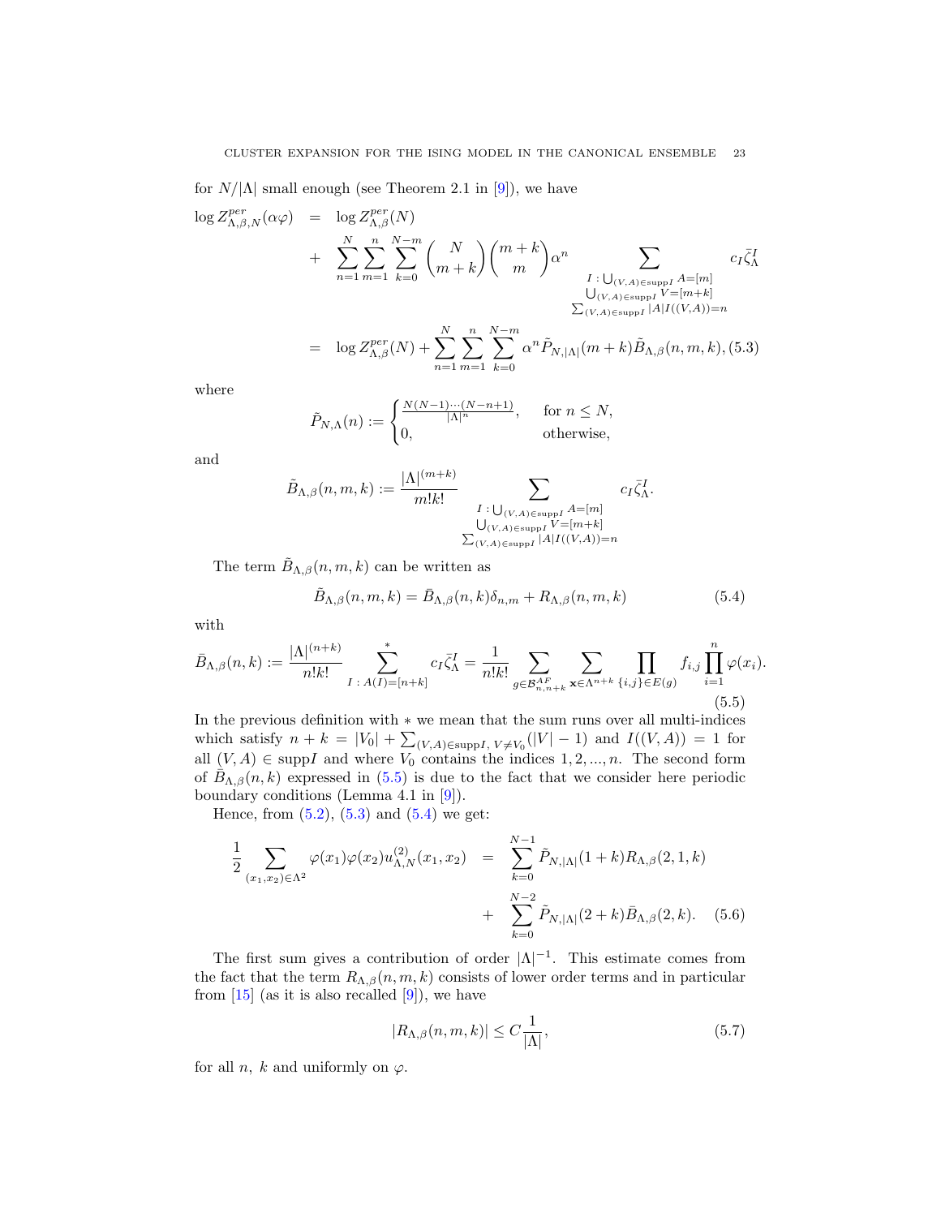for $N/|\Lambda|$ small enough (see Theorem 2.1 in [9]), we have

$$
\begin{aligned}
\log Z^{per}_{\Lambda,\beta,N}(\alpha\varphi) &= \log Z^{per}_{\Lambda,\beta}(N) \\
&+ \sum_{n=1}^{N}\sum_{m=1}^{n}\sum_{k=0}^{N-m}\binom{N}{m+k}\binom{m+k}{m}\alpha^n \sum_{\substack{I:\bigcup_{(V,A)\in\mathrm{supp}I} A=[m] \\ \bigcup_{(V,A)\in\mathrm{supp}I} V=[m+k] \\ \sum_{(V,A)\in\mathrm{supp}I}|A|I((V,A))=n}} c_I \bar{\zeta}^I_\Lambda \\
&= \log Z^{per}_{\Lambda,\beta}(N) + \sum_{n=1}^{N}\sum_{m=1}^{n}\sum_{k=0}^{N-m}\alpha^n \tilde{P}_{N,|\Lambda|}(m+k)\tilde{B}_{\Lambda,\beta}(n,m,k), \quad (5.3)
\end{aligned}
$$

where

$$
\tilde{P}_{N,\Lambda}(n) := \begin{cases} \frac{N(N-1)\cdots(N-n+1)}{|\Lambda|^n}, & \text{for } n \le N, \\ 0, & \text{otherwise,} \end{cases}
$$

and

$$
\tilde{B}_{\Lambda,\beta}(n,m,k) := \frac{|\Lambda|^{(m+k)}}{m!k!} \sum_{\substack{I:\bigcup_{(V,A)\in\mathrm{supp}I} A=[m] \\ \bigcup_{(V,A)\in\mathrm{supp}I} V=[m+k] \\ \sum_{(V,A)\in\mathrm{supp}I}|A|I((V,A))=n}} c_I \bar{\zeta}^I_\Lambda .
$$

The term $\tilde{B}_{\Lambda,\beta}(n,m,k)$ can be written as

$$
\tilde{B}_{\Lambda,\beta}(n,m,k) = \bar{B}_{\Lambda,\beta}(n,k)\delta_{n,m} + R_{\Lambda,\beta}(n,m,k) \quad (5.4)
$$

with

$$
\bar{B}_{\Lambda,\beta}(n,k) := \frac{|\Lambda|^{(n+k)}}{n!k!} \sum^{*}_{I\,:\,A(I)=[n+k]} c_I \bar{\zeta}^I_\Lambda = \frac{1}{n!k!}\sum_{g\in\mathcal{B}^{AF}_{n,n+k}}\sum_{\mathbf{x}\in\Lambda^{n+k}}\prod_{\{i,j\}\in E(g)} f_{i,j}\prod_{i=1}^{n}\varphi(x_i). \quad (5.5)
$$

In the previous definition with $*$ we mean that the sum runs over all multi-indices which satisfy $n+k = |V_0| + \sum_{(V,A)\in\mathrm{supp}I,\, V\neq V_0}(|V|-1)$ and $I((V,A)) = 1$ for all $(V,A) \in \mathrm{supp}I$ and where $V_0$ contains the indices $1,2,...,n$. The second form of $\bar{B}_{\Lambda,\beta}(n,k)$ expressed in (5.5) is due to the fact that we consider here periodic boundary conditions (Lemma 4.1 in [9]).

Hence, from (5.2), (5.3) and (5.4) we get:

$$
\begin{aligned}
\frac{1}{2}\sum_{(x_1,x_2)\in\Lambda^2}\varphi(x_1)\varphi(x_2)u^{(2)}_{\Lambda,N}(x_1,x_2) &= \sum_{k=0}^{N-1}\tilde{P}_{N,|\Lambda|}(1+k)R_{\Lambda,\beta}(2,1,k) \\
&+ \sum_{k=0}^{N-2}\tilde{P}_{N,|\Lambda|}(2+k)\bar{B}_{\Lambda,\beta}(2,k). \quad (5.6)
\end{aligned}
$$

The first sum gives a contribution of order $|\Lambda|^{-1}$. This estimate comes from the fact that the term $R_{\Lambda,\beta}(n,m,k)$ consists of lower order terms and in particular from [15] (as it is also recalled [9]), we have

$$
|R_{\Lambda,\beta}(n,m,k)| \le C\frac{1}{|\Lambda|}, \quad (5.7)
$$

for all $n$, $k$ and uniformly on $\varphi$.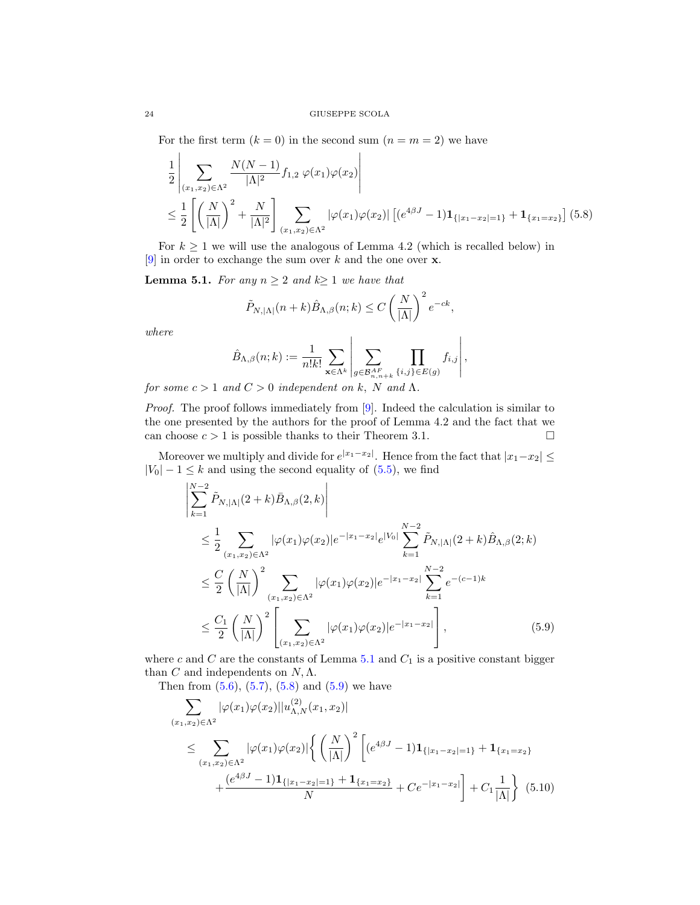For the first term ($k = 0$) in the second sum ($n = m = 2$) we have

$$
\begin{aligned}
&\frac{1}{2}\left|\sum_{(x_1,x_2)\in\Lambda^2}\frac{N(N-1)}{|\Lambda|^2}f_{1,2}\,\varphi(x_1)\varphi(x_2)\right| \\
&\leq \frac{1}{2}\left[\left(\frac{N}{|\Lambda|}\right)^2+\frac{N}{|\Lambda|^2}\right]\sum_{(x_1,x_2)\in\Lambda^2}|\varphi(x_1)\varphi(x_2)|\left[(e^{4\beta J}-1)\mathbf{1}_{\{|x_1-x_2|=1\}}+\mathbf{1}_{\{x_1=x_2\}}\right] \quad (5.8)
\end{aligned}
$$

For $k \geq 1$ we will use the analogous of Lemma 4.2 (which is recalled below) in [9] in order to exchange the sum over $k$ and the one over $\mathbf{x}$.

**Lemma 5.1.** *For any $n \geq 2$ and $k \geq 1$ we have that*

$$
\tilde{P}_{N,|\Lambda|}(n+k)\hat{B}_{\Lambda,\beta}(n;k) \leq C\left(\frac{N}{|\Lambda|}\right)^2 e^{-ck},
$$

*where*

$$
\hat{B}_{\Lambda,\beta}(n;k) := \frac{1}{n!k!}\sum_{\mathbf{x}\in\Lambda^k}\left|\sum_{g\in\mathcal{B}^{AF}_{n,n+k}}\prod_{\{i,j\}\in E(g)} f_{i,j}\right|,
$$

*for some $c > 1$ and $C > 0$ independent on $k$, $N$ and $\Lambda$.*

*Proof.* The proof follows immediately from [9]. Indeed the calculation is similar to the one presented by the authors for the proof of Lemma 4.2 and the fact that we can choose $c > 1$ is possible thanks to their Theorem 3.1. $\square$

Moreover we multiply and divide for $e^{|x_1-x_2|}$. Hence from the fact that $|x_1-x_2| \leq |V_0| - 1 \leq k$ and using the second equality of (5.5), we find

$$
\begin{aligned}
&\left|\sum_{k=1}^{N-2}\tilde{P}_{N,|\Lambda|}(2+k)\bar{B}_{\Lambda,\beta}(2,k)\right| \\
&\qquad\leq \frac{1}{2}\sum_{(x_1,x_2)\in\Lambda^2}|\varphi(x_1)\varphi(x_2)|e^{-|x_1-x_2|}e^{|V_0|}\sum_{k=1}^{N-2}\tilde{P}_{N,|\Lambda|}(2+k)\hat{B}_{\Lambda,\beta}(2;k) \\
&\qquad\leq \frac{C}{2}\left(\frac{N}{|\Lambda|}\right)^2\sum_{(x_1,x_2)\in\Lambda^2}|\varphi(x_1)\varphi(x_2)|e^{-|x_1-x_2|}\sum_{k=1}^{N-2}e^{-(c-1)k} \\
&\qquad\leq \frac{C_1}{2}\left(\frac{N}{|\Lambda|}\right)^2\left[\sum_{(x_1,x_2)\in\Lambda^2}|\varphi(x_1)\varphi(x_2)|e^{-|x_1-x_2|}\right], \qquad (5.9)
\end{aligned}
$$

where $c$ and $C$ are the constants of Lemma 5.1 and $C_1$ is a positive constant bigger than $C$ and independents on $N, \Lambda$.

Then from (5.6), (5.7), (5.8) and (5.9) we have

$$
\begin{aligned}
&\sum_{(x_1,x_2)\in\Lambda^2}|\varphi(x_1)\varphi(x_2)||u^{(2)}_{\Lambda,N}(x_1,x_2)| \\
&\quad\leq \sum_{(x_1,x_2)\in\Lambda^2}|\varphi(x_1)\varphi(x_2)|\Bigg\{\left(\frac{N}{|\Lambda|}\right)^2\Bigg[(e^{4\beta J}-1)\mathbf{1}_{\{|x_1-x_2|=1\}}+\mathbf{1}_{\{x_1=x_2\}} \\
&\qquad\qquad+\frac{(e^{4\beta J}-1)\mathbf{1}_{\{|x_1-x_2|=1\}}+\mathbf{1}_{\{x_1=x_2\}}}{N}+Ce^{-|x_1-x_2|}\Bigg]+C_1\frac{1}{|\Lambda|}\Bigg\} \quad (5.10)
\end{aligned}
$$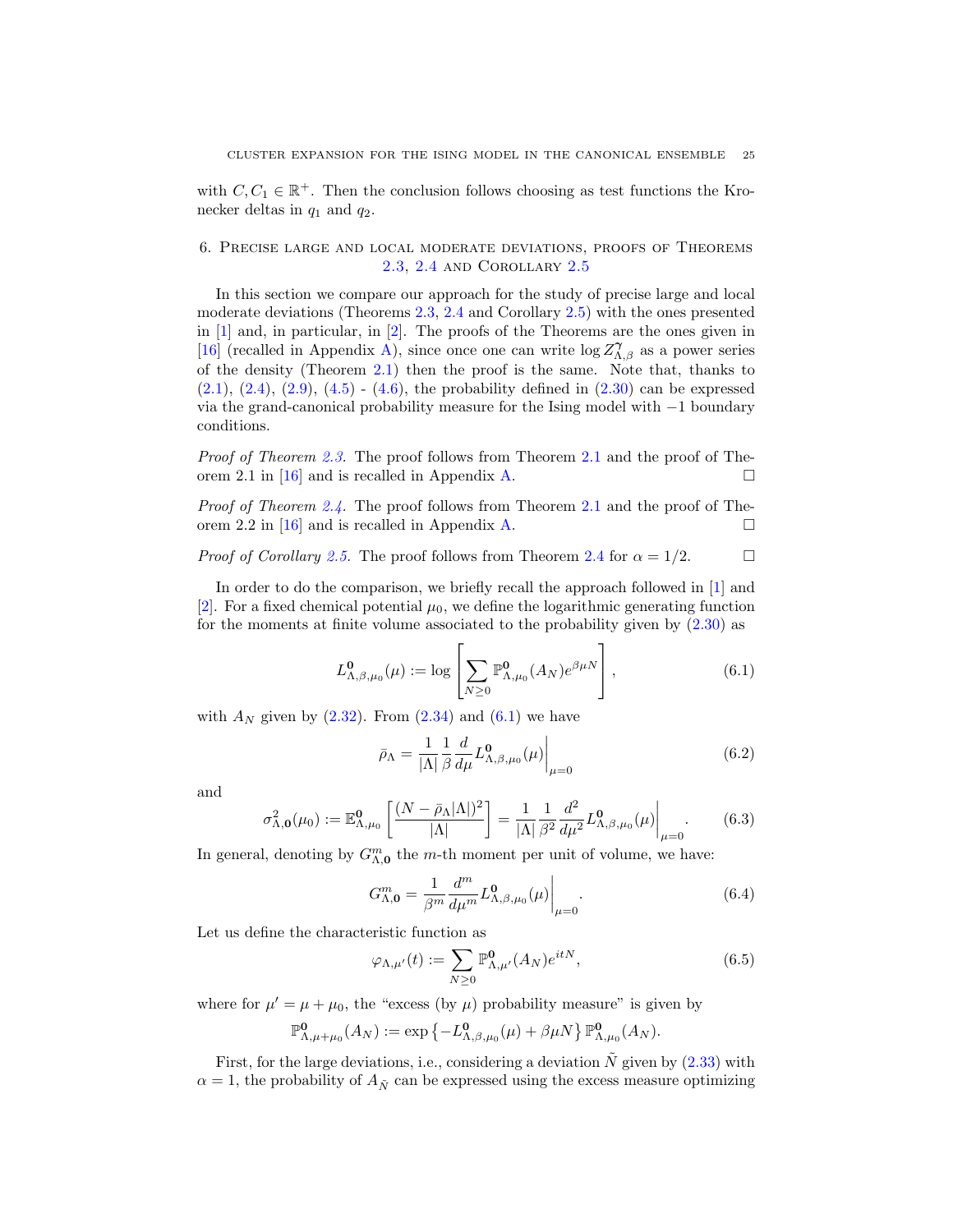with $C, C_1 \in \mathbb{R}^+$. Then the conclusion follows choosing as test functions the Kronecker deltas in $q_1$ and $q_2$.

## 6. Precise large and local moderate deviations, proofs of Theorems 2.3, 2.4 and Corollary 2.5

In this section we compare our approach for the study of precise large and local moderate deviations (Theorems 2.3, 2.4 and Corollary 2.5) with the ones presented in [1] and, in particular, in [2]. The proofs of the Theorems are the ones given in [16] (recalled in Appendix A), since once one can write $\log Z^{\gamma}_{\Lambda,\beta}$ as a power series of the density (Theorem 2.1) then the proof is the same. Note that, thanks to (2.1), (2.4), (2.9), (4.5) - (4.6), the probability defined in (2.30) can be expressed via the grand-canonical probability measure for the Ising model with $-1$ boundary conditions.

*Proof of Theorem 2.3.* The proof follows from Theorem 2.1 and the proof of Theorem 2.1 in [16] and is recalled in Appendix A. □

*Proof of Theorem 2.4.* The proof follows from Theorem 2.1 and the proof of Theorem 2.2 in [16] and is recalled in Appendix A. □

*Proof of Corollary 2.5.* The proof follows from Theorem 2.4 for $\alpha = 1/2$. □

In order to do the comparison, we briefly recall the approach followed in [1] and [2]. For a fixed chemical potential $\mu_0$, we define the logarithmic generating function for the moments at finite volume associated to the probability given by (2.30) as

$$L^{\mathbf{0}}_{\Lambda,\beta,\mu_0}(\mu) := \log\left[\sum_{N\geq 0} \mathbb{P}^{\mathbf{0}}_{\Lambda,\mu_0}(A_N) e^{\beta\mu N}\right], \tag{6.1}$$

with $A_N$ given by (2.32). From (2.34) and (6.1) we have

$$\bar{\rho}_\Lambda = \frac{1}{|\Lambda|}\frac{1}{\beta}\frac{d}{d\mu} L^{\mathbf{0}}_{\Lambda,\beta,\mu_0}(\mu)\bigg|_{\mu=0} \tag{6.2}$$

and

$$\sigma^2_{\Lambda,\mathbf{0}}(\mu_0) := \mathbb{E}^{\mathbf{0}}_{\Lambda,\mu_0}\left[\frac{(N-\bar{\rho}_\Lambda|\Lambda|)^2}{|\Lambda|}\right] = \frac{1}{|\Lambda|}\frac{1}{\beta^2}\frac{d^2}{d\mu^2} L^{\mathbf{0}}_{\Lambda,\beta,\mu_0}(\mu)\bigg|_{\mu=0}. \tag{6.3}$$

In general, denoting by $G^m_{\Lambda,\mathbf{0}}$ the $m$-th moment per unit of volume, we have:

$$G^m_{\Lambda,\mathbf{0}} = \frac{1}{\beta^m}\frac{d^m}{d\mu^m} L^{\mathbf{0}}_{\Lambda,\beta,\mu_0}(\mu)\bigg|_{\mu=0}. \tag{6.4}$$

Let us define the characteristic function as

$$\varphi_{\Lambda,\mu'}(t) := \sum_{N\geq 0} \mathbb{P}^{\mathbf{0}}_{\Lambda,\mu'}(A_N) e^{itN}, \tag{6.5}$$

where for $\mu' = \mu + \mu_0$, the "excess (by $\mu$) probability measure" is given by

$$\mathbb{P}^{\mathbf{0}}_{\Lambda,\mu+\mu_0}(A_N) := \exp\left\{-L^{\mathbf{0}}_{\Lambda,\beta,\mu_0}(\mu) + \beta\mu N\right\} \mathbb{P}^{\mathbf{0}}_{\Lambda,\mu_0}(A_N).$$

First, for the large deviations, i.e., considering a deviation $\tilde{N}$ given by (2.33) with $\alpha = 1$, the probability of $A_{\tilde{N}}$ can be expressed using the excess measure optimizing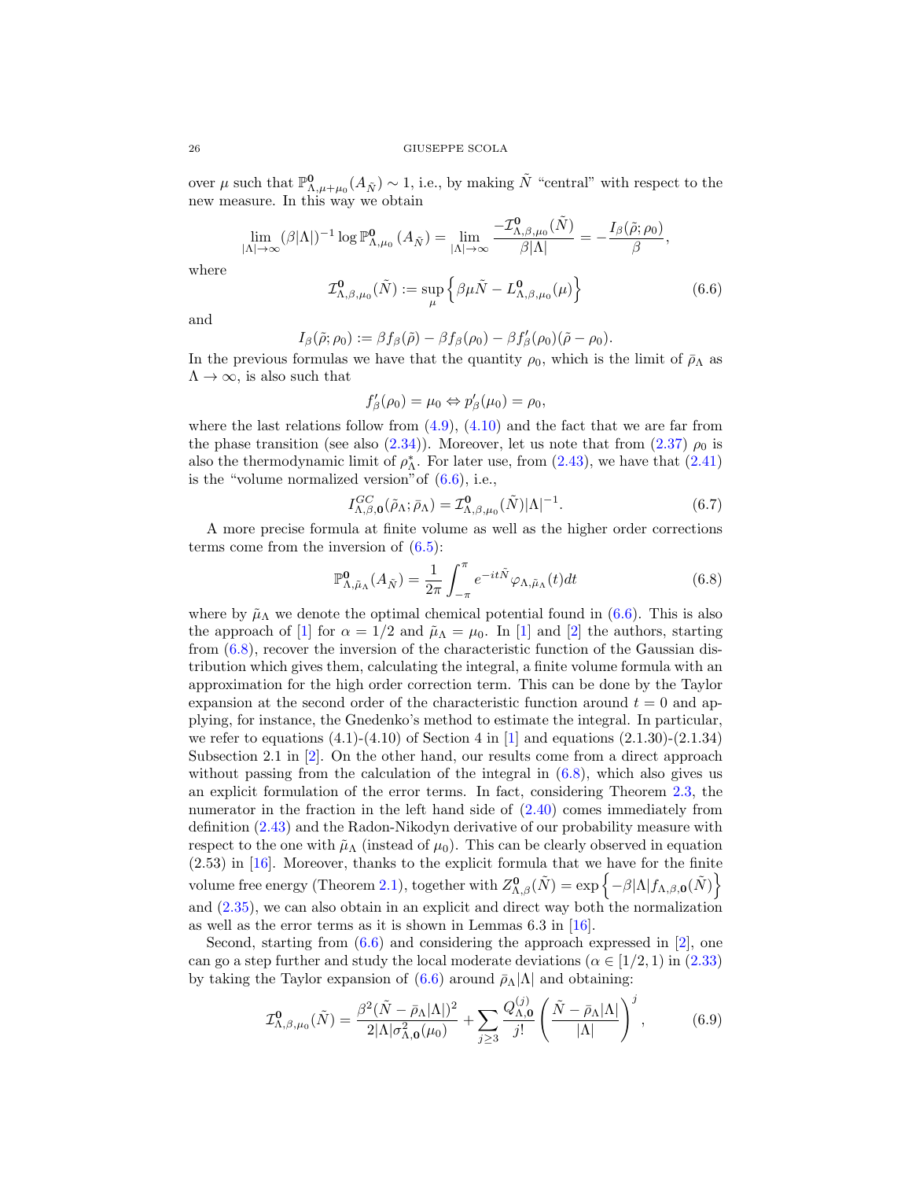over $\mu$ such that $\mathbb{P}^{\mathbf{0}}_{\Lambda,\mu+\mu_0}(A_{\tilde{N}}) \sim 1$, i.e., by making $\tilde{N}$ "central" with respect to the new measure. In this way we obtain

$$\lim_{|\Lambda|\to\infty} (\beta|\Lambda|)^{-1} \log \mathbb{P}^{\mathbf{0}}_{\Lambda,\mu_0}(A_{\tilde{N}}) = \lim_{|\Lambda|\to\infty} \frac{-\mathcal{I}^{\mathbf{0}}_{\Lambda,\beta,\mu_0}(\tilde{N})}{\beta|\Lambda|} = -\frac{I_\beta(\tilde{\rho};\rho_0)}{\beta},$$

where

$$\mathcal{I}^{\mathbf{0}}_{\Lambda,\beta,\mu_0}(\tilde{N}) := \sup_{\mu} \left\{ \beta\mu\tilde{N} - L^{\mathbf{0}}_{\Lambda,\beta,\mu_0}(\mu) \right\} \tag{6.6}$$

and

$$I_\beta(\tilde{\rho};\rho_0) := \beta f_\beta(\tilde{\rho}) - \beta f_\beta(\rho_0) - \beta f'_\beta(\rho_0)(\tilde{\rho}-\rho_0).$$

In the previous formulas we have that the quantity $\rho_0$, which is the limit of $\bar{\rho}_\Lambda$ as $\Lambda \to \infty$, is also such that

$$f'_\beta(\rho_0) = \mu_0 \Leftrightarrow p'_\beta(\mu_0) = \rho_0,$$

where the last relations follow from (4.9), (4.10) and the fact that we are far from the phase transition (see also (2.34)). Moreover, let us note that from (2.37) $\rho_0$ is also the thermodynamic limit of $\rho^*_\Lambda$. For later use, from (2.43), we have that (2.41) is the "volume normalized version"of (6.6), i.e.,

$$I^{GC}_{\Lambda,\beta,\mathbf{0}}(\tilde{\rho}_\Lambda;\bar{\rho}_\Lambda) = \mathcal{I}^{\mathbf{0}}_{\Lambda,\beta,\mu_0}(\tilde{N})|\Lambda|^{-1}. \tag{6.7}$$

A more precise formula at finite volume as well as the higher order corrections terms come from the inversion of (6.5):

$$\mathbb{P}^{\mathbf{0}}_{\Lambda,\tilde{\mu}_\Lambda}(A_{\tilde{N}}) = \frac{1}{2\pi}\int_{-\pi}^{\pi} e^{-it\tilde{N}}\varphi_{\Lambda,\tilde{\mu}_\Lambda}(t)dt \tag{6.8}$$

where by $\tilde{\mu}_\Lambda$ we denote the optimal chemical potential found in (6.6). This is also the approach of [1] for $\alpha = 1/2$ and $\tilde{\mu}_\Lambda = \mu_0$. In [1] and [2] the authors, starting from (6.8), recover the inversion of the characteristic function of the Gaussian distribution which gives them, calculating the integral, a finite volume formula with an approximation for the high order correction term. This can be done by the Taylor expansion at the second order of the characteristic function around $t = 0$ and applying, for instance, the Gnedenko's method to estimate the integral. In particular, we refer to equations (4.1)-(4.10) of Section 4 in [1] and equations (2.1.30)-(2.1.34) Subsection 2.1 in [2]. On the other hand, our results come from a direct approach without passing from the calculation of the integral in (6.8), which also gives us an explicit formulation of the error terms. In fact, considering Theorem 2.3, the numerator in the fraction in the left hand side of (2.40) comes immediately from definition (2.43) and the Radon-Nikodyn derivative of our probability measure with respect to the one with $\tilde{\mu}_\Lambda$ (instead of $\mu_0$). This can be clearly observed in equation (2.53) in [16]. Moreover, thanks to the explicit formula that we have for the finite volume free energy (Theorem 2.1), together with $Z^{\mathbf{0}}_{\Lambda,\beta}(\tilde{N}) = \exp\left\{-\beta|\Lambda| f_{\Lambda,\mathbf{0}}(\tilde{N})\right\}$ and (2.35), we can also obtain in an explicit and direct way both the normalization as well as the error terms as it is shown in Lemmas 6.3 in [16].

Second, starting from (6.6) and considering the approach expressed in [2], one can go a step further and study the local moderate deviations ($\alpha \in [1/2, 1)$ in (2.33) by taking the Taylor expansion of (6.6) around $\bar{\rho}_\Lambda|\Lambda|$ and obtaining:

$$\mathcal{I}^{\mathbf{0}}_{\Lambda,\beta,\mu_0}(\tilde{N}) = \frac{\beta^2(\tilde{N}-\bar{\rho}_\Lambda|\Lambda|)^2}{2|\Lambda|\sigma^2_{\Lambda,\mathbf{0}}(\mu_0)} + \sum_{j\geq 3} \frac{Q^{(j)}_{\Lambda,\mathbf{0}}}{j!}\left(\frac{\tilde{N}-\bar{\rho}_\Lambda|\Lambda|}{|\Lambda|}\right)^j, \tag{6.9}$$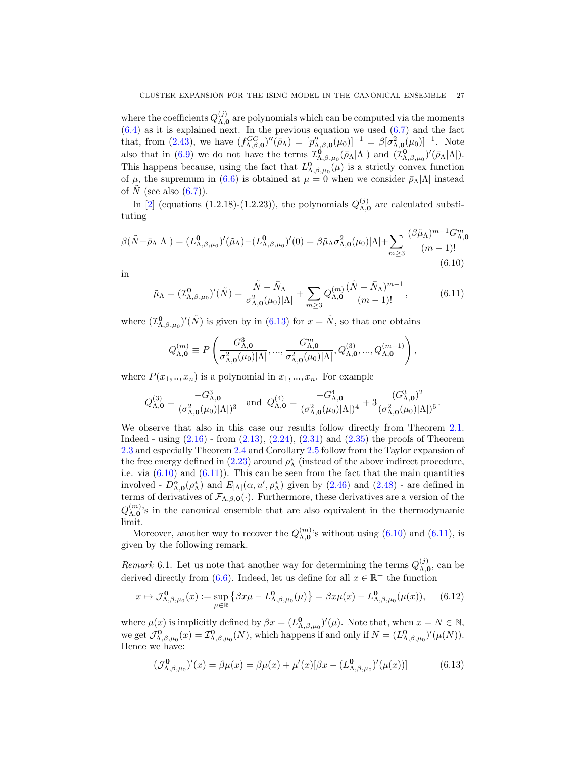where the coefficients $Q^{(j)}_{\Lambda,\mathbf{0}}$ are polynomials which can be computed via the moments (6.4) as it is explained next. In the previous equation we used (6.7) and the fact that, from (2.43), we have $(f^{GC}_{\Lambda,\beta,\mathbf{0}})''(\bar{\rho}_\Lambda) = [p''_{\Lambda,\beta,\mathbf{0}}(\mu_0)]^{-1} = \beta[\sigma^2_{\Lambda,\mathbf{0}}(\mu_0)]^{-1}$. Note also that in (6.9) we do not have the terms $\mathcal{I}^{\mathbf{0}}_{\Lambda,\beta,\mu_0}(\bar{\rho}_\Lambda|\Lambda|)$ and $(\mathcal{I}^{\mathbf{0}}_{\Lambda,\beta,\mu_0})'(\bar{\rho}_\Lambda|\Lambda|)$. This happens because, using the fact that $L^{\mathbf{0}}_{\Lambda,\beta,\mu_0}(\mu)$ is a strictly convex function of $\mu$, the supremum in (6.6) is obtained at $\mu = 0$ when we consider $\bar{\rho}_\Lambda|\Lambda|$ instead of $\tilde{N}$ (see also (6.7)).

In [2] (equations (1.2.18)-(1.2.23)), the polynomials $Q^{(j)}_{\Lambda,\mathbf{0}}$ are calculated substituting

$$\beta(\tilde{N}-\bar{\rho}_\Lambda|\Lambda|) = (L^{\mathbf{0}}_{\Lambda,\beta,\mu_0})'(\tilde{\mu}_\Lambda)-(L^{\mathbf{0}}_{\Lambda,\beta,\mu_0})'(0) = \beta\tilde{\mu}_\Lambda\sigma^2_{\Lambda,\mathbf{0}}(\mu_0)|\Lambda|+\sum_{m\geq 3}\frac{(\beta\tilde{\mu}_\Lambda)^{m-1}G^m_{\Lambda,\mathbf{0}}}{(m-1)!} \tag{6.10}$$

in

$$\tilde{\mu}_\Lambda = (\mathcal{I}^{\mathbf{0}}_{\Lambda,\beta,\mu_0})'(\tilde{N}) = \frac{\tilde{N}-\bar{N}_\Lambda}{\sigma^2_{\Lambda,\mathbf{0}}(\mu_0)|\Lambda|} + \sum_{m\geq 3} Q^{(m)}_{\Lambda,\mathbf{0}}\frac{(\tilde{N}-\bar{N}_\Lambda)^{m-1}}{(m-1)!}, \tag{6.11}$$

where $(\mathcal{I}^{\mathbf{0}}_{\Lambda,\beta,\mu_0})'(\tilde{N})$ is given by in (6.13) for $x = \tilde{N}$, so that one obtains

$$Q^{(m)}_{\Lambda,\mathbf{0}} \equiv P\left(\frac{G^3_{\Lambda,\mathbf{0}}}{\sigma^2_{\Lambda,\mathbf{0}}(\mu_0)|\Lambda|},...,\frac{G^m_{\Lambda,\mathbf{0}}}{\sigma^2_{\Lambda,\mathbf{0}}(\mu_0)|\Lambda|}, Q^{(3)}_{\Lambda,\mathbf{0}},...,Q^{(m-1)}_{\Lambda,\mathbf{0}}\right),$$

where $P(x_1,..,x_n)$ is a polynomial in $x_1,...,x_n$. For example

$$Q^{(3)}_{\Lambda,\mathbf{0}} = \frac{-G^3_{\Lambda,\mathbf{0}}}{(\sigma^2_{\Lambda,\mathbf{0}}(\mu_0)|\Lambda|)^3} \quad \text{and} \quad Q^{(4)}_{\Lambda,\mathbf{0}} = \frac{-G^4_{\Lambda,\mathbf{0}}}{(\sigma^2_{\Lambda,\mathbf{0}}(\mu_0)|\Lambda|)^4} + 3\frac{(G^3_{\Lambda,\mathbf{0}})^2}{(\sigma^2_{\Lambda,\mathbf{0}}(\mu_0)|\Lambda|)^5}.$$

We observe that also in this case our results follow directly from Theorem 2.1. Indeed - using (2.16) - from (2.13), (2.24), (2.31) and (2.35) the proofs of Theorem 2.3 and especially Theorem 2.4 and Corollary 2.5 follow from the Taylor expansion of the free energy defined in (2.23) around $\rho^*_\Lambda$ (instead of the above indirect procedure, i.e. via (6.10) and (6.11)). This can be seen from the fact that the main quantities involved - $D^\alpha_{\Lambda,\mathbf{0}}(\rho^*_\Lambda)$ and $E_{|\Lambda|}(\alpha,u',\rho^*_\Lambda)$ given by (2.46) and (2.48) - are defined in terms of derivatives of $\mathcal{F}_{\Lambda,\beta,\mathbf{0}}(\cdot)$. Furthermore, these derivatives are a version of the $Q^{(m)}_{\Lambda,\mathbf{0}}$'s in the canonical ensemble that are also equivalent in the thermodynamic limit.

Moreover, another way to recover the $Q^{(m)}_{\Lambda,\mathbf{0}}$'s without using (6.10) and (6.11), is given by the following remark.

*Remark* 6.1. Let us note that another way for determining the terms $Q^{(j)}_{\Lambda,\mathbf{0}}$, can be derived directly from (6.6). Indeed, let us define for all $x \in \mathbb{R}^+$ the function

$$x \mapsto \mathcal{J}^{\mathbf{0}}_{\Lambda,\beta,\mu_0}(x) := \sup_{\mu\in\mathbb{R}}\left\{\beta x\mu - L^{\mathbf{0}}_{\Lambda,\beta,\mu_0}(\mu)\right\} = \beta x\mu(x) - L^{\mathbf{0}}_{\Lambda,\beta,\mu_0}(\mu(x)), \tag{6.12}$$

where $\mu(x)$ is implicitly defined by $\beta x = (L^{\mathbf{0}}_{\Lambda,\beta,\mu_0})'(\mu)$. Note that, when $x = N \in \mathbb{N}$, we get $\mathcal{J}^{\mathbf{0}}_{\Lambda,\beta,\mu_0}(x) = \mathcal{I}^{\mathbf{0}}_{\Lambda,\beta,\mu_0}(N)$, which happens if and only if $N = (L^{\mathbf{0}}_{\Lambda,\beta,\mu_0})'(\mu(N))$. Hence we have:

$$(\mathcal{J}^{\mathbf{0}}_{\Lambda,\beta,\mu_0})'(x) = \beta\mu(x) = \beta\mu(x) + \mu'(x)[\beta x - (L^{\mathbf{0}}_{\Lambda,\beta,\mu_0})'(\mu(x))] \tag{6.13}$$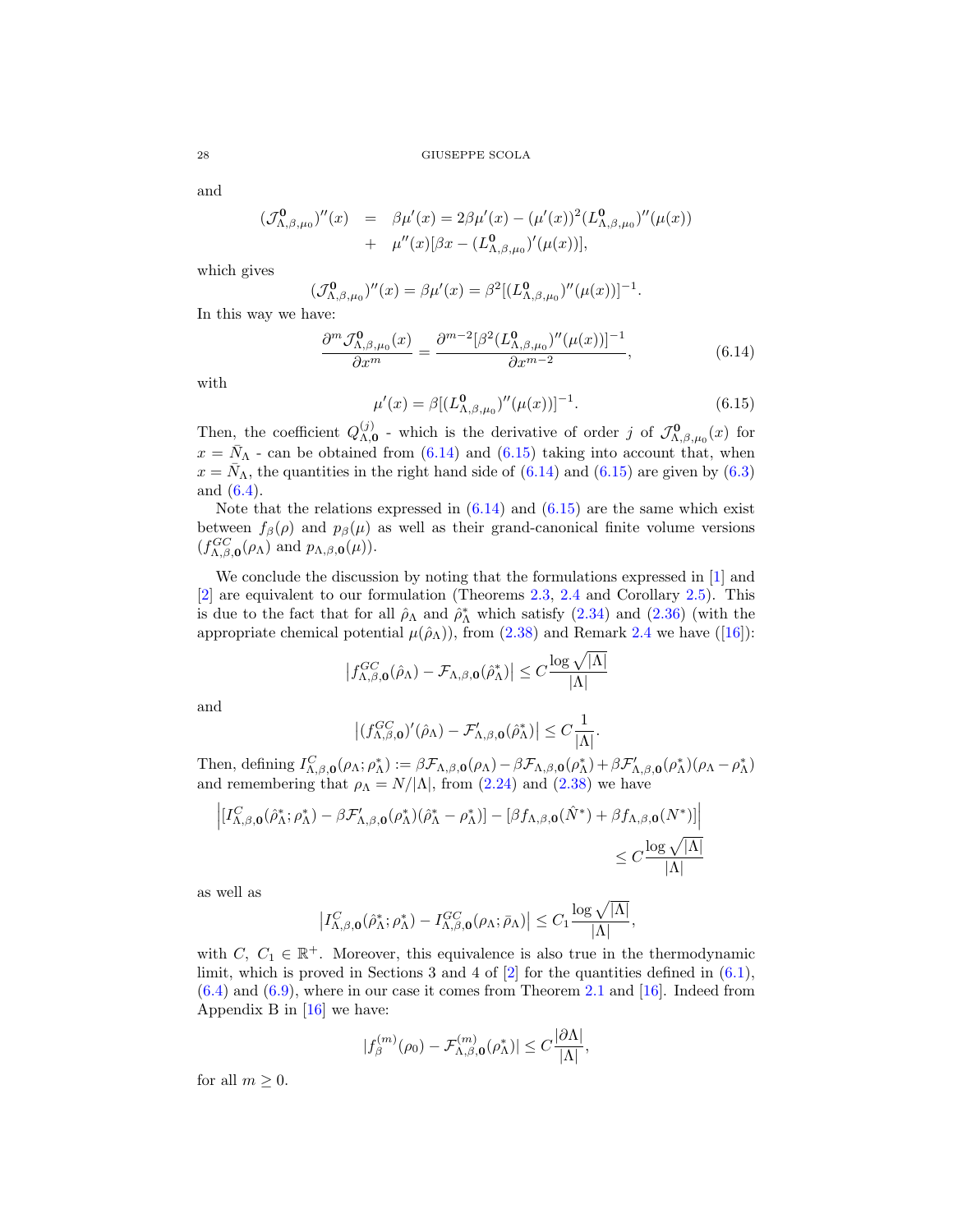and

$$
\begin{aligned}
(\mathcal{J}^{\mathbf{0}}_{\Lambda,\beta,\mu_0})''(x) &= \beta\mu'(x) = 2\beta\mu'(x) - (\mu'(x))^2 (L^{\mathbf{0}}_{\Lambda,\beta,\mu_0})''(\mu(x)) \\
&+ \mu''(x)[\beta x - (L^{\mathbf{0}}_{\Lambda,\beta,\mu_0})'(\mu(x))],
\end{aligned}
$$

which gives

$$
(\mathcal{J}^{\mathbf{0}}_{\Lambda,\beta,\mu_0})''(x) = \beta\mu'(x) = \beta^2[(L^{\mathbf{0}}_{\Lambda,\beta,\mu_0})''(\mu(x))]^{-1}.
$$

In this way we have:

$$
\frac{\partial^m \mathcal{J}^{\mathbf{0}}_{\Lambda,\beta,\mu_0}(x)}{\partial x^m} = \frac{\partial^{m-2}[\beta^2 (L^{\mathbf{0}}_{\Lambda,\beta,\mu_0})''(\mu(x))]^{-1}}{\partial x^{m-2}}, \tag{6.14}
$$

with

$$
\mu'(x) = \beta[(L^{\mathbf{0}}_{\Lambda,\beta,\mu_0})''(\mu(x))]^{-1}. \tag{6.15}
$$

Then, the coefficient $Q^{(j)}_{\Lambda,\mathbf{0}}$ - which is the derivative of order $j$ of $\mathcal{J}^{\mathbf{0}}_{\Lambda,\beta,\mu_0}(x)$ for $x = \bar{N}_\Lambda$ - can be obtained from (6.14) and (6.15) taking into account that, when $x = \bar{N}_\Lambda$, the quantities in the right hand side of (6.14) and (6.15) are given by (6.3) and (6.4).

Note that the relations expressed in (6.14) and (6.15) are the same which exist between $f_\beta(\rho)$ and $p_\beta(\mu)$ as well as their grand-canonical finite volume versions ($f^{GC}_{\Lambda,\beta,\mathbf{0}}(\rho_\Lambda)$ and $p_{\Lambda,\beta,\mathbf{0}}(\mu)$).

We conclude the discussion by noting that the formulations expressed in [1] and [2] are equivalent to our formulation (Theorems 2.3, 2.4 and Corollary 2.5). This is due to the fact that for all $\hat{\rho}_\Lambda$ and $\hat{\rho}^*_\Lambda$ which satisfy (2.34) and (2.36) (with the appropriate chemical potential $\mu(\hat{\rho}_\Lambda)$), from (2.38) and Remark 2.4 we have ([16]):

$$
\left| f^{GC}_{\Lambda,\beta,\mathbf{0}}(\hat{\rho}_\Lambda) - \mathcal{F}_{\Lambda,\beta,\mathbf{0}}(\hat{\rho}^*_\Lambda) \right| \le C \frac{\log\sqrt{|\Lambda|}}{|\Lambda|}
$$

and

$$
\left| (f^{GC}_{\Lambda,\beta,\mathbf{0}})'(\hat{\rho}_\Lambda) - \mathcal{F}'_{\Lambda,\beta,\mathbf{0}}(\hat{\rho}^*_\Lambda) \right| \le C \frac{1}{|\Lambda|}.
$$

Then, defining $I^{C}_{\Lambda,\beta,\mathbf{0}}(\rho_\Lambda;\rho^*_\Lambda) := \beta\mathcal{F}_{\Lambda,\beta,\mathbf{0}}(\rho_\Lambda) - \beta\mathcal{F}_{\Lambda,\beta,\mathbf{0}}(\rho^*_\Lambda) + \beta\mathcal{F}'_{\Lambda,\beta,\mathbf{0}}(\rho^*_\Lambda)(\rho_\Lambda - \rho^*_\Lambda)$ and remembering that $\rho_\Lambda = N/|\Lambda|$, from (2.24) and (2.38) we have

$$
\begin{aligned}
\Big| [I^{C}_{\Lambda,\beta,\mathbf{0}}(\hat{\rho}^*_\Lambda;\rho^*_\Lambda) - \beta\mathcal{F}'_{\Lambda,\beta,\mathbf{0}}(\rho^*_\Lambda)(\hat{\rho}^*_\Lambda - \rho^*_\Lambda)] &- [\beta f_{\Lambda,\beta,\mathbf{0}}(\hat{N}^*) + \beta f_{\Lambda,\beta,\mathbf{0}}(N^*)] \Big| \\
&\le C \frac{\log\sqrt{|\Lambda|}}{|\Lambda|}
\end{aligned}
$$

as well as

$$
\left| I^{C}_{\Lambda,\beta,\mathbf{0}}(\hat{\rho}^*_\Lambda;\rho^*_\Lambda) - I^{GC}_{\Lambda,\beta,\mathbf{0}}(\rho_\Lambda;\bar{\rho}_\Lambda) \right| \le C_1 \frac{\log\sqrt{|\Lambda|}}{|\Lambda|},
$$

with $C,\ C_1 \in \mathbb{R}^+$. Moreover, this equivalence is also true in the thermodynamic limit, which is proved in Sections 3 and 4 of [2] for the quantities defined in (6.1), (6.4) and (6.9), where in our case it comes from Theorem 2.1 and [16]. Indeed from Appendix B in [16] we have:

$$
|f^{(m)}_\beta(\rho_0) - \mathcal{F}^{(m)}_{\Lambda,\beta,\mathbf{0}}(\rho^*_\Lambda)| \le C \frac{|\partial\Lambda|}{|\Lambda|},
$$

for all $m \ge 0$.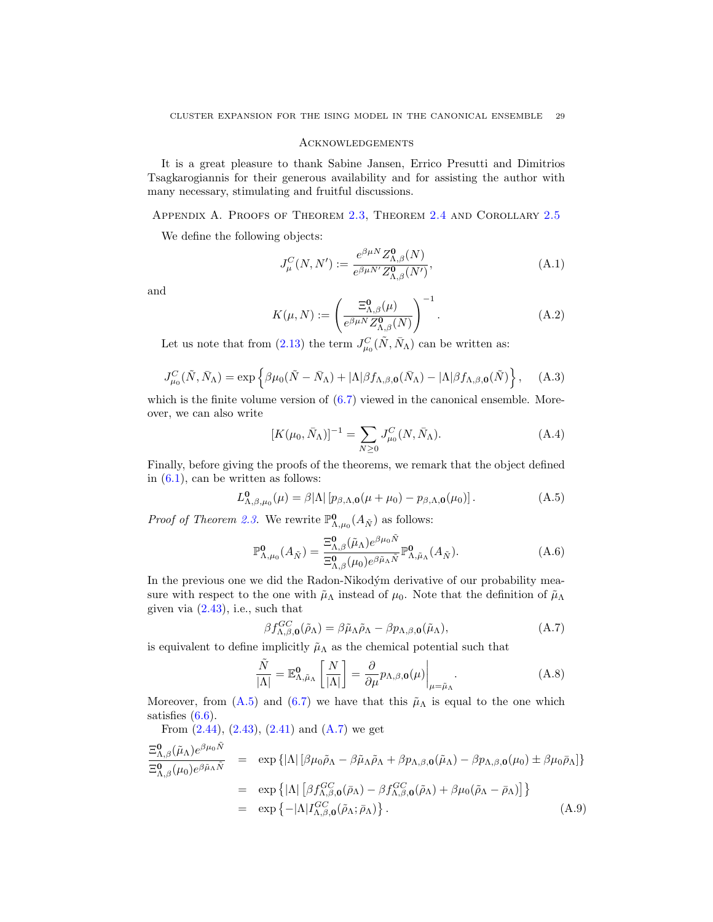## Acknowledgements

It is a great pleasure to thank Sabine Jansen, Errico Presutti and Dimitrios Tsagkarogiannis for their generous availability and for assisting the author with many necessary, stimulating and fruitful discussions.

## Appendix A. Proofs of Theorem 2.3, Theorem 2.4 and Corollary 2.5

We define the following objects:

$$J^C_\mu(N, N') := \frac{e^{\beta\mu N} Z^{\mathbf{0}}_{\Lambda,\beta}(N)}{e^{\beta\mu N'} Z^{\mathbf{0}}_{\Lambda,\beta}(N')}, \tag{A.1}$$

and

$$K(\mu, N) := \left( \frac{\Xi^{\mathbf{0}}_{\Lambda,\beta}(\mu)}{e^{\beta\mu N} Z^{\mathbf{0}}_{\Lambda,\beta}(N)} \right)^{-1}. \tag{A.2}$$

Let us note that from (2.13) the term $J^C_{\mu_0}(\tilde{N}, \bar{N}_\Lambda)$ can be written as:

$$J^C_{\mu_0}(\tilde{N}, \bar{N}_\Lambda) = \exp\Big\{ \beta\mu_0(\tilde{N} - \bar{N}_\Lambda) + |\Lambda|\beta f_{\Lambda,\beta,\mathbf{0}}(\bar{N}_\Lambda) - |\Lambda|\beta f_{\Lambda,\beta,\mathbf{0}}(\tilde{N}) \Big\}, \tag{A.3}$$

which is the finite volume version of (6.7) viewed in the canonical ensemble. Moreover, we can also write

$$[K(\mu_0, \bar{N}_\Lambda)]^{-1} = \sum_{N \geq 0} J^C_{\mu_0}(N, \bar{N}_\Lambda). \tag{A.4}$$

Finally, before giving the proofs of the theorems, we remark that the object defined in (6.1), can be written as follows:

$$L^{\mathbf{0}}_{\Lambda,\beta,\mu_0}(\mu) = \beta|\Lambda| \left[ p_{\beta,\Lambda,\mathbf{0}}(\mu + \mu_0) - p_{\beta,\Lambda,\mathbf{0}}(\mu_0) \right]. \tag{A.5}$$

*Proof of Theorem 2.3.* We rewrite $\mathbb{P}^{\mathbf{0}}_{\Lambda,\mu_0}(A_{\tilde{N}})$ as follows:

$$\mathbb{P}^{\mathbf{0}}_{\Lambda,\mu_0}(A_{\tilde{N}}) = \frac{\Xi^{\mathbf{0}}_{\Lambda,\beta}(\tilde{\mu}_\Lambda) e^{\beta\mu_0\tilde{N}}}{\Xi^{\mathbf{0}}_{\Lambda,\beta}(\mu_0) e^{\beta\tilde{\mu}_\Lambda\tilde{N}}} \mathbb{P}^{\mathbf{0}}_{\Lambda,\tilde{\mu}_\Lambda}(A_{\tilde{N}}). \tag{A.6}$$

In the previous one we did the Radon-Nikodým derivative of our probability measure with respect to the one with $\tilde{\mu}_\Lambda$ instead of $\mu_0$. Note that the definition of $\tilde{\mu}_\Lambda$ given via (2.43), i.e., such that

$$\beta f^{GC}_{\Lambda,\beta,\mathbf{0}}(\tilde{\rho}_\Lambda) = \beta\tilde{\mu}_\Lambda\tilde{\rho}_\Lambda - \beta p_{\Lambda,\beta,\mathbf{0}}(\tilde{\mu}_\Lambda), \tag{A.7}$$

is equivalent to define implicitly $\tilde{\mu}_\Lambda$ as the chemical potential such that

$$\frac{\tilde{N}}{|\Lambda|} = \mathbb{E}^{\mathbf{0}}_{\Lambda,\tilde{\mu}_\Lambda}\left[ \frac{N}{|\Lambda|} \right] = \frac{\partial}{\partial\mu} p_{\Lambda,\beta,\mathbf{0}}(\mu) \Big|_{\mu=\tilde{\mu}_\Lambda}. \tag{A.8}$$

Moreover, from (A.5) and (6.7) we have that this $\tilde{\mu}_\Lambda$ is equal to the one which satisfies (6.6).

From (2.44), (2.43), (2.41) and (A.7) we get

$$\begin{aligned}
\frac{\Xi^{\mathbf{0}}_{\Lambda,\beta}(\tilde{\mu}_\Lambda) e^{\beta\mu_0\tilde{N}}}{\Xi^{\mathbf{0}}_{\Lambda,\beta}(\mu_0) e^{\beta\tilde{\mu}_\Lambda\tilde{N}}} &= \exp\left\{ |\Lambda| \left[ \beta\mu_0\tilde{\rho}_\Lambda - \beta\tilde{\mu}_\Lambda\tilde{\rho}_\Lambda + \beta p_{\Lambda,\beta,\mathbf{0}}(\tilde{\mu}_\Lambda) - \beta p_{\Lambda,\beta,\mathbf{0}}(\mu_0) \pm \beta\mu_0\bar{\rho}_\Lambda \right] \right\} \\
&= \exp\left\{ |\Lambda| \left[ \beta f^{GC}_{\Lambda,\beta,\mathbf{0}}(\bar{\rho}_\Lambda) - \beta f^{GC}_{\Lambda,\beta,\mathbf{0}}(\tilde{\rho}_\Lambda) + \beta\mu_0(\tilde{\rho}_\Lambda - \bar{\rho}_\Lambda) \right] \right\} \\
&= \exp\left\{ -|\Lambda| I^{GC}_{\Lambda,\beta,\mathbf{0}}(\tilde{\rho}_\Lambda; \bar{\rho}_\Lambda) \right\}.
\end{aligned} \tag{A.9}$$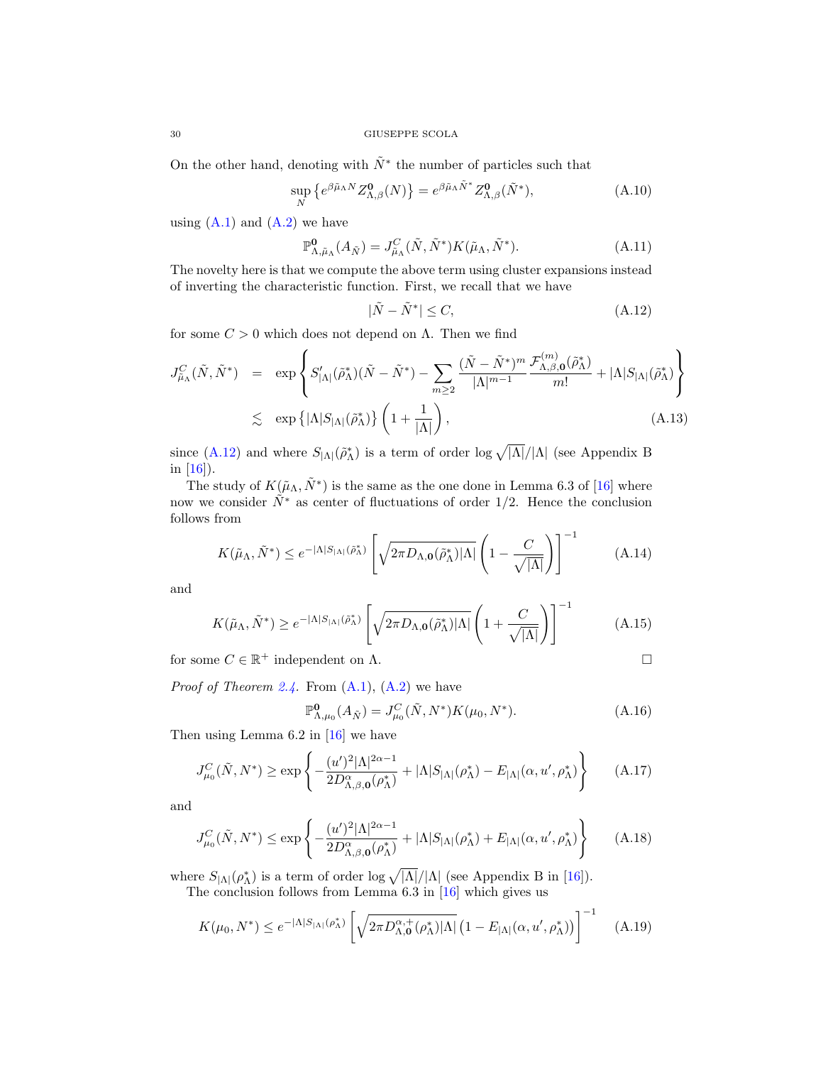On the other hand, denoting with $\tilde{N}^*$ the number of particles such that

$$\sup_N \left\{ e^{\beta \tilde{\mu}_\Lambda N} Z^{\mathbf{0}}_{\Lambda,\beta}(N) \right\} = e^{\beta \tilde{\mu}_\Lambda \tilde{N}^*} Z^{\mathbf{0}}_{\Lambda,\beta}(\tilde{N}^*), \tag{A.10}$$

using (A.1) and (A.2) we have

$$\mathbb{P}^{\mathbf{0}}_{\Lambda,\tilde{\mu}_\Lambda}(A_{\tilde{N}}) = J^C_{\tilde{\mu}_\Lambda}(\tilde{N}, \tilde{N}^*) K(\tilde{\mu}_\Lambda, \tilde{N}^*). \tag{A.11}$$

The novelty here is that we compute the above term using cluster expansions instead of inverting the characteristic function. First, we recall that we have

$$|\tilde{N} - \tilde{N}^*| \leq C, \tag{A.12}$$

for some $C > 0$ which does not depend on $\Lambda$. Then we find

$$\begin{aligned} J^C_{\tilde{\mu}_\Lambda}(\tilde{N}, \tilde{N}^*) &= \exp\left\{ S'_{|\Lambda|}(\tilde{\rho}^*_\Lambda)(\tilde{N} - \tilde{N}^*) - \sum_{m \geq 2} \frac{(\tilde{N} - \tilde{N}^*)^m}{|\Lambda|^{m-1}} \frac{\mathcal{F}^{(m)}_{\Lambda,\beta,\mathbf{0}}(\tilde{\rho}^*_\Lambda)}{m!} + |\Lambda| S_{|\Lambda|}(\tilde{\rho}^*_\Lambda) \right\} \\ &\lesssim \exp\left\{ |\Lambda| S_{|\Lambda|}(\tilde{\rho}^*_\Lambda) \right\} \left(1 + \frac{1}{|\Lambda|}\right), \end{aligned} \tag{A.13}$$

since (A.12) and where $S_{|\Lambda|}(\tilde{\rho}^*_\Lambda)$ is a term of order $\log \sqrt{|\Lambda|}/|\Lambda|$ (see Appendix B in [16]).

The study of $K(\tilde{\mu}_\Lambda, \tilde{N}^*)$ is the same as the one done in Lemma 6.3 of [16] where now we consider $\tilde{N}^*$ as center of fluctuations of order 1/2. Hence the conclusion follows from

$$K(\tilde{\mu}_\Lambda, \tilde{N}^*) \leq e^{-|\Lambda| S_{|\Lambda|}(\tilde{\rho}^*_\Lambda)} \left[ \sqrt{2\pi D_{\Lambda,\mathbf{0}}(\tilde{\rho}^*_\Lambda)|\Lambda|} \left(1 - \frac{C}{\sqrt{|\Lambda|}}\right) \right]^{-1} \tag{A.14}$$

and

$$K(\tilde{\mu}_\Lambda, \tilde{N}^*) \geq e^{-|\Lambda| S_{|\Lambda|}(\tilde{\rho}^*_\Lambda)} \left[ \sqrt{2\pi D_{\Lambda,\mathbf{0}}(\tilde{\rho}^*_\Lambda)|\Lambda|} \left(1 + \frac{C}{\sqrt{|\Lambda|}}\right) \right]^{-1} \tag{A.15}$$

for some $C \in \mathbb{R}^+$ independent on $\Lambda$. □

*Proof of Theorem 2.4.* From (A.1), (A.2) we have

$$\mathbb{P}^{\mathbf{0}}_{\Lambda,\mu_0}(A_{\tilde{N}}) = J^C_{\mu_0}(\tilde{N}, N^*) K(\mu_0, N^*). \tag{A.16}$$

Then using Lemma 6.2 in [16] we have

$$J^C_{\mu_0}(\tilde{N}, N^*) \geq \exp\left\{ -\frac{(u')^2 |\Lambda|^{2\alpha - 1}}{2D^\alpha_{\Lambda,\beta,\mathbf{0}}(\rho^*_\Lambda)} + |\Lambda| S_{|\Lambda|}(\rho^*_\Lambda) - E_{|\Lambda|}(\alpha, u', \rho^*_\Lambda) \right\} \tag{A.17}$$

and

$$J^C_{\mu_0}(\tilde{N}, N^*) \leq \exp\left\{ -\frac{(u')^2 |\Lambda|^{2\alpha - 1}}{2D^\alpha_{\Lambda,\beta,\mathbf{0}}(\rho^*_\Lambda)} + |\Lambda| S_{|\Lambda|}(\rho^*_\Lambda) + E_{|\Lambda|}(\alpha, u', \rho^*_\Lambda) \right\} \tag{A.18}$$

where $S_{|\Lambda|}(\rho^*_\Lambda)$ is a term of order $\log \sqrt{|\Lambda|}/|\Lambda|$ (see Appendix B in [16]).

The conclusion follows from Lemma 6.3 in [16] which gives us

$$K(\mu_0, N^*) \leq e^{-|\Lambda| S_{|\Lambda|}(\rho^*_\Lambda)} \left[ \sqrt{2\pi D^{\alpha,+}_{\Lambda,\mathbf{0}}(\rho^*_\Lambda)|\Lambda|} \left(1 - E_{|\Lambda|}(\alpha, u', \rho^*_\Lambda)\right) \right]^{-1} \tag{A.19}$$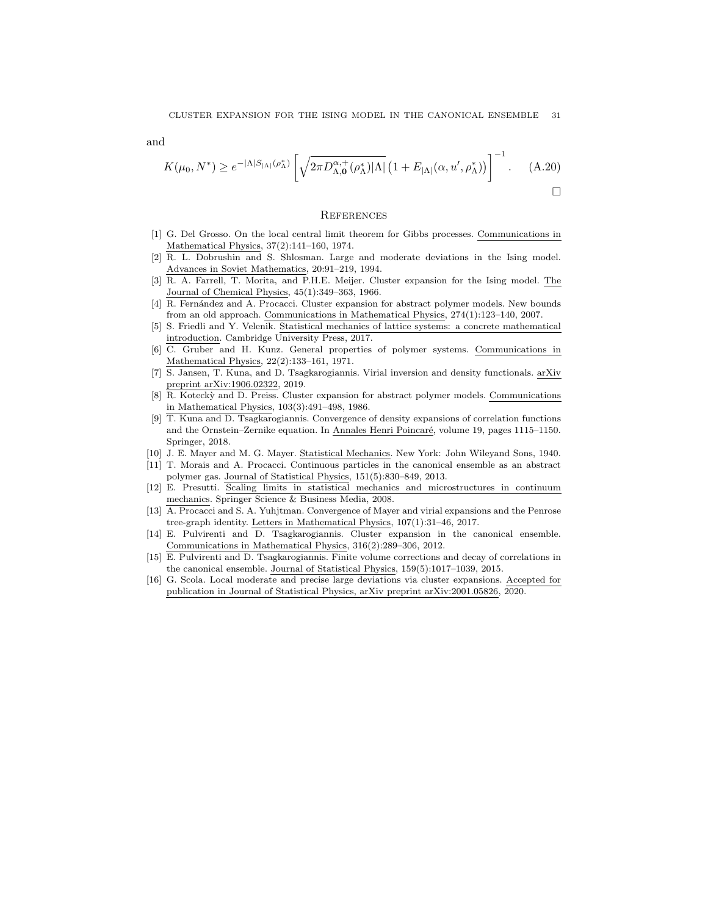and

$$K(\mu_0, N^*) \geq e^{-|\Lambda| S_{|\Lambda|}(\rho^*_\Lambda)} \left[ \sqrt{2\pi D^{\alpha,+}_{\Lambda,\mathbf{0}}(\rho^*_\Lambda)|\Lambda|} \left(1 + E_{|\Lambda|}(\alpha, u', \rho^*_\Lambda)\right) \right]^{-1}. \tag{A.20}$$

□

## References

[1] G. Del Grosso. On the local central limit theorem for Gibbs processes. Communications in Mathematical Physics, 37(2):141–160, 1974.

[2] R. L. Dobrushin and S. Shlosman. Large and moderate deviations in the Ising model. Advances in Soviet Mathematics, 20:91–219, 1994.

[3] R. A. Farrell, T. Morita, and P.H.E. Meijer. Cluster expansion for the Ising model. The Journal of Chemical Physics, 45(1):349–363, 1966.

[4] R. Fernández and A. Procacci. Cluster expansion for abstract polymer models. New bounds from an old approach. Communications in Mathematical Physics, 274(1):123–140, 2007.

[5] S. Friedli and Y. Velenik. Statistical mechanics of lattice systems: a concrete mathematical introduction. Cambridge University Press, 2017.

[6] C. Gruber and H. Kunz. General properties of polymer systems. Communications in Mathematical Physics, 22(2):133–161, 1971.

[7] S. Jansen, T. Kuna, and D. Tsagkarogiannis. Virial inversion and density functionals. arXiv preprint arXiv:1906.02322, 2019.

[8] R. Kotecký and D. Preiss. Cluster expansion for abstract polymer models. Communications in Mathematical Physics, 103(3):491–498, 1986.

[9] T. Kuna and D. Tsagkarogiannis. Convergence of density expansions of correlation functions and the Ornstein–Zernike equation. In Annales Henri Poincaré, volume 19, pages 1115–1150. Springer, 2018.

[10] J. E. Mayer and M. G. Mayer. Statistical Mechanics. New York: John Wileyand Sons, 1940.

[11] T. Morais and A. Procacci. Continuous particles in the canonical ensemble as an abstract polymer gas. Journal of Statistical Physics, 151(5):830–849, 2013.

[12] E. Presutti. Scaling limits in statistical mechanics and microstructures in continuum mechanics. Springer Science & Business Media, 2008.

[13] A. Procacci and S. A. Yuhjtman. Convergence of Mayer and virial expansions and the Penrose tree-graph identity. Letters in Mathematical Physics, 107(1):31–46, 2017.

[14] E. Pulvirenti and D. Tsagkarogiannis. Cluster expansion in the canonical ensemble. Communications in Mathematical Physics, 316(2):289–306, 2012.

[15] E. Pulvirenti and D. Tsagkarogiannis. Finite volume corrections and decay of correlations in the canonical ensemble. Journal of Statistical Physics, 159(5):1017–1039, 2015.

[16] G. Scola. Local moderate and precise large deviations via cluster expansions. Accepted for publication in Journal of Statistical Physics, arXiv preprint arXiv:2001.05826, 2020.